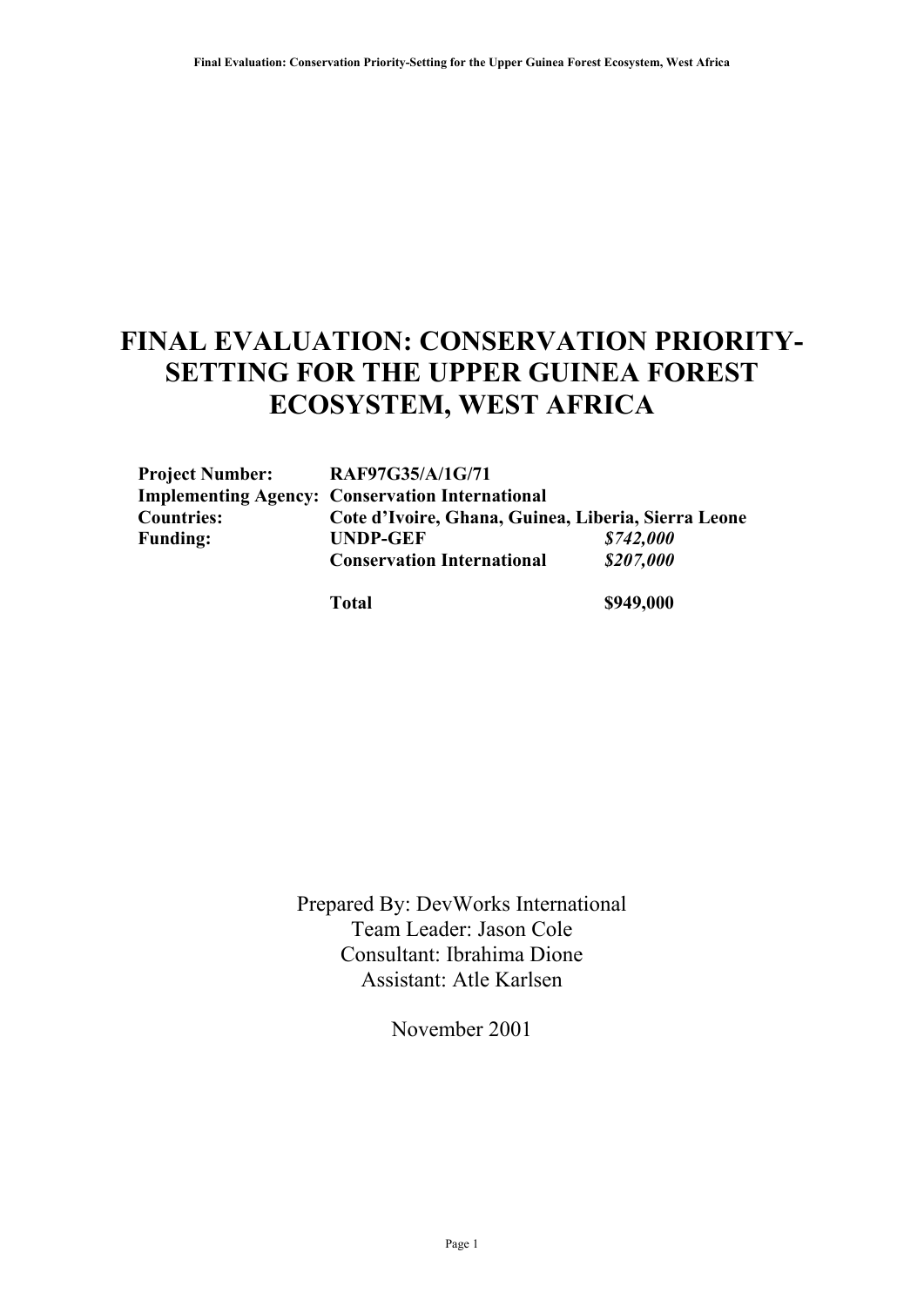# FINAL EVALUATION: CONSERVATION PRIORITY-SETTING FOR THE UPPER GUINEA FOREST ECOSYSTEM, WEST AFRICA

| | | |
|---|---|---|
| **Project Number:** | **RAF97G35/A/1G/71** | |
| **Implementing Agency:** | **Conservation International** | |
| **Countries:** | **Cote d'Ivoire, Ghana, Guinea, Liberia, Sierra Leone** | |
| **Funding:** | **UNDP-GEF** | ***$742,000*** |
| | **Conservation International** | ***$207,000*** |
| | **Total** | **$949,000** |

Prepared By: DevWorks International
Team Leader: Jason Cole
Consultant: Ibrahima Dione
Assistant: Atle Karlsen

November 2001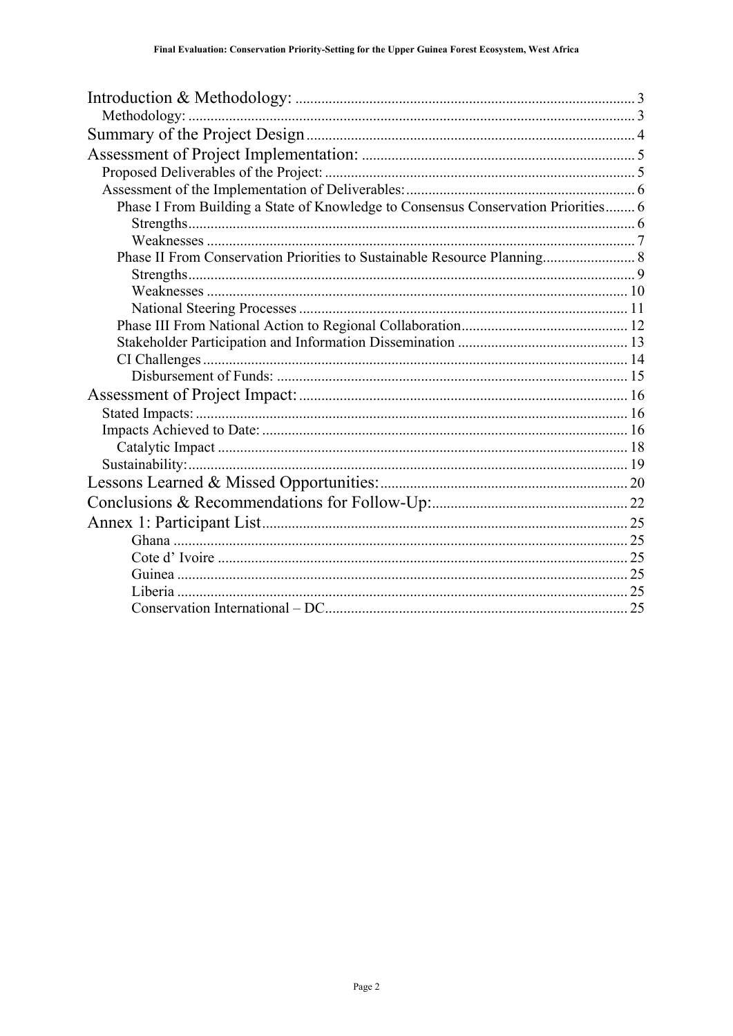Introduction & Methodology: ........ 3
- Methodology: ........ 3

Summary of the Project Design ........ 4

Assessment of Project Implementation: ........ 5
- Proposed Deliverables of the Project: ........ 5
- Assessment of the Implementation of Deliverables: ........ 6
  - Phase I From Building a State of Knowledge to Consensus Conservation Priorities ........ 6
    - Strengths ........ 6
    - Weaknesses ........ 7
  - Phase II From Conservation Priorities to Sustainable Resource Planning ........ 8
    - Strengths ........ 9
    - Weaknesses ........ 10
    - National Steering Processes ........ 11
  - Phase III From National Action to Regional Collaboration ........ 12
  - Stakeholder Participation and Information Dissemination ........ 13
  - CI Challenges ........ 14
    - Disbursement of Funds: ........ 15

Assessment of Project Impact: ........ 16
- Stated Impacts: ........ 16
- Impacts Achieved to Date: ........ 16
  - Catalytic Impact ........ 18
- Sustainability: ........ 19

Lessons Learned & Missed Opportunities: ........ 20

Conclusions & Recommendations for Follow-Up: ........ 22

Annex 1: Participant List ........ 25
- Ghana ........ 25
- Cote d' Ivoire ........ 25
- Guinea ........ 25
- Liberia ........ 25
- Conservation International – DC ........ 25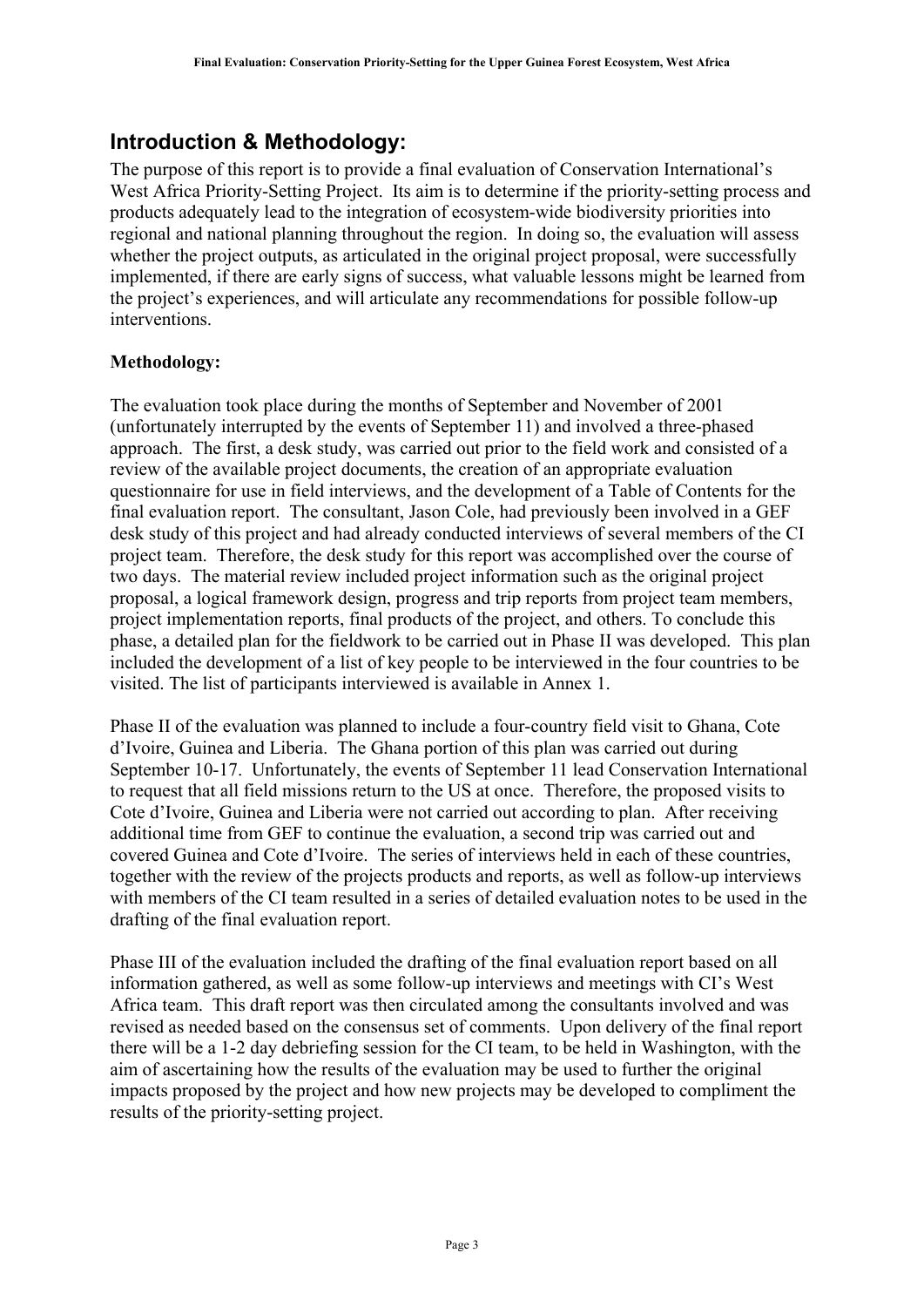## Introduction & Methodology:

The purpose of this report is to provide a final evaluation of Conservation International's West Africa Priority-Setting Project. Its aim is to determine if the priority-setting process and products adequately lead to the integration of ecosystem-wide biodiversity priorities into regional and national planning throughout the region. In doing so, the evaluation will assess whether the project outputs, as articulated in the original project proposal, were successfully implemented, if there are early signs of success, what valuable lessons might be learned from the project's experiences, and will articulate any recommendations for possible follow-up interventions.

**Methodology:**

The evaluation took place during the months of September and November of 2001 (unfortunately interrupted by the events of September 11) and involved a three-phased approach. The first, a desk study, was carried out prior to the field work and consisted of a review of the available project documents, the creation of an appropriate evaluation questionnaire for use in field interviews, and the development of a Table of Contents for the final evaluation report. The consultant, Jason Cole, had previously been involved in a GEF desk study of this project and had already conducted interviews of several members of the CI project team. Therefore, the desk study for this report was accomplished over the course of two days. The material review included project information such as the original project proposal, a logical framework design, progress and trip reports from project team members, project implementation reports, final products of the project, and others. To conclude this phase, a detailed plan for the fieldwork to be carried out in Phase II was developed. This plan included the development of a list of key people to be interviewed in the four countries to be visited. The list of participants interviewed is available in Annex 1.

Phase II of the evaluation was planned to include a four-country field visit to Ghana, Cote d'Ivoire, Guinea and Liberia. The Ghana portion of this plan was carried out during September 10-17. Unfortunately, the events of September 11 lead Conservation International to request that all field missions return to the US at once. Therefore, the proposed visits to Cote d'Ivoire, Guinea and Liberia were not carried out according to plan. After receiving additional time from GEF to continue the evaluation, a second trip was carried out and covered Guinea and Cote d'Ivoire. The series of interviews held in each of these countries, together with the review of the projects products and reports, as well as follow-up interviews with members of the CI team resulted in a series of detailed evaluation notes to be used in the drafting of the final evaluation report.

Phase III of the evaluation included the drafting of the final evaluation report based on all information gathered, as well as some follow-up interviews and meetings with CI's West Africa team. This draft report was then circulated among the consultants involved and was revised as needed based on the consensus set of comments. Upon delivery of the final report there will be a 1-2 day debriefing session for the CI team, to be held in Washington, with the aim of ascertaining how the results of the evaluation may be used to further the original impacts proposed by the project and how new projects may be developed to compliment the results of the priority-setting project.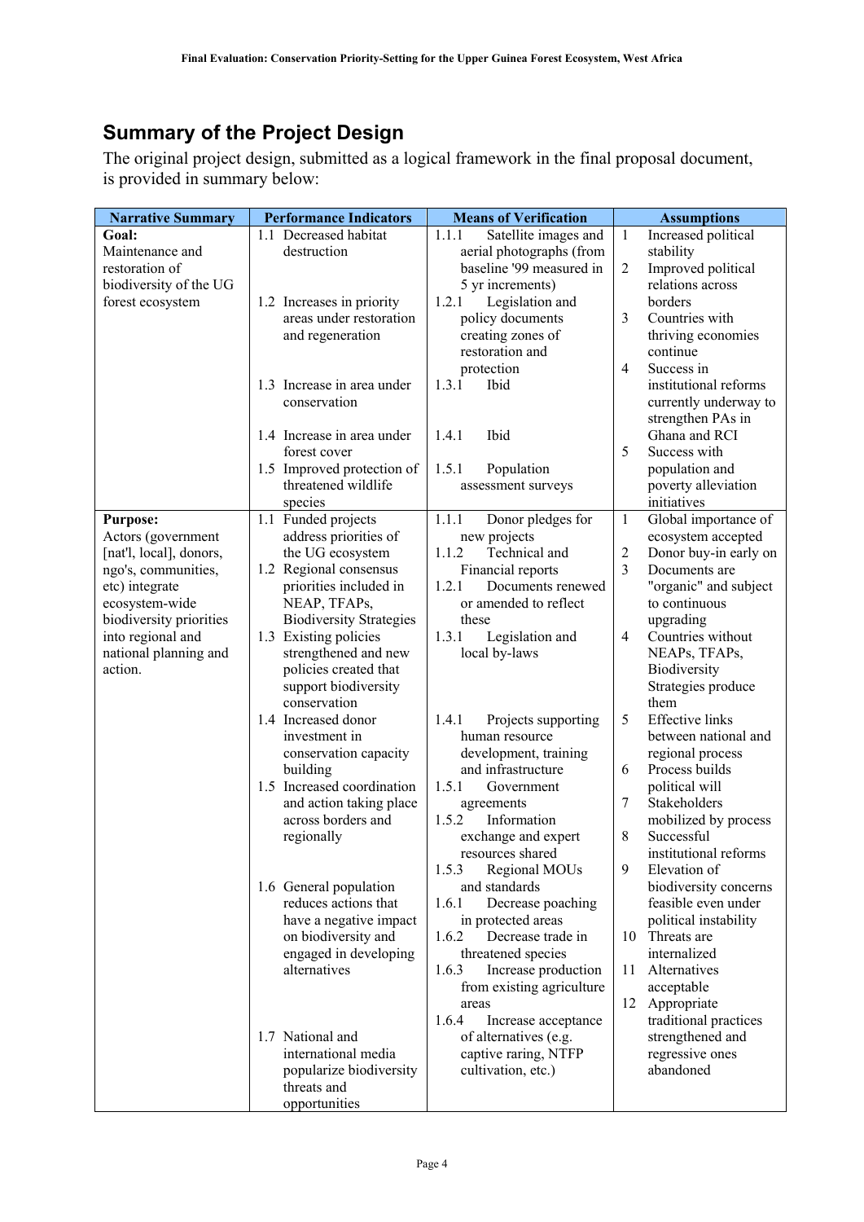## Summary of the Project Design

The original project design, submitted as a logical framework in the final proposal document, is provided in summary below:

| Narrative Summary | Performance Indicators | Means of Verification | Assumptions |
|---|---|---|---|
| **Goal:**<br>Maintenance and restoration of biodiversity of the UG forest ecosystem | 1.1 Decreased habitat destruction<br><br>1.2 Increases in priority areas under restoration and regeneration<br><br>1.3 Increase in area under conservation<br><br>1.4 Increase in area under forest cover<br>1.5 Improved protection of threatened wildlife species | 1.1.1 Satellite images and aerial photographs (from baseline '99 measured in 5 yr increments)<br>1.2.1 Legislation and policy documents creating zones of restoration and protection<br>1.3.1 Ibid<br><br>1.4.1 Ibid<br><br>1.5.1 Population assessment surveys | 1 Increased political stability<br>2 Improved political relations across borders<br>3 Countries with thriving economies continue<br>4 Success in institutional reforms currently underway to strengthen PAs in Ghana and RCI<br>5 Success with population and poverty alleviation initiatives |
| **Purpose:**<br>Actors (government [nat'l, local], donors, ngo's, communities, etc) integrate ecosystem-wide biodiversity priorities into regional and national planning and action. | 1.1 Funded projects address priorities of the UG ecosystem<br>1.2 Regional consensus priorities included in NEAP, TFAPs, Biodiversity Strategies<br>1.3 Existing policies strengthened and new policies created that support biodiversity conservation<br>1.4 Increased donor investment in conservation capacity building<br>1.5 Increased coordination and action taking place across borders and regionally<br><br>1.6 General population reduces actions that have a negative impact on biodiversity and engaged in developing alternatives<br><br>1.7 National and international media popularize biodiversity threats and opportunities | 1.1.1 Donor pledges for new projects<br>1.1.2 Technical and Financial reports<br>1.2.1 Documents renewed or amended to reflect these<br>1.3.1 Legislation and local by-laws<br><br>1.4.1 Projects supporting human resource development, training and infrastructure<br>1.5.1 Government agreements<br>1.5.2 Information exchange and expert resources shared<br>1.5.3 Regional MOUs and standards<br>1.6.1 Decrease poaching in protected areas<br>1.6.2 Decrease trade in threatened species<br>1.6.3 Increase production from existing agriculture areas<br>1.6.4 Increase acceptance of alternatives (e.g. captive raring, NTFP cultivation, etc.) | 1 Global importance of ecosystem accepted<br>2 Donor buy-in early on<br>3 Documents are "organic" and subject to continuous upgrading<br>4 Countries without NEAPs, TFAPs, Biodiversity Strategies produce them<br>5 Effective links between national and regional process<br>6 Process builds political will<br>7 Stakeholders mobilized by process<br>8 Successful institutional reforms<br>9 Elevation of biodiversity concerns feasible even under political instability<br>10 Threats are internalized<br>11 Alternatives acceptable<br>12 Appropriate traditional practices strengthened and regressive ones abandoned |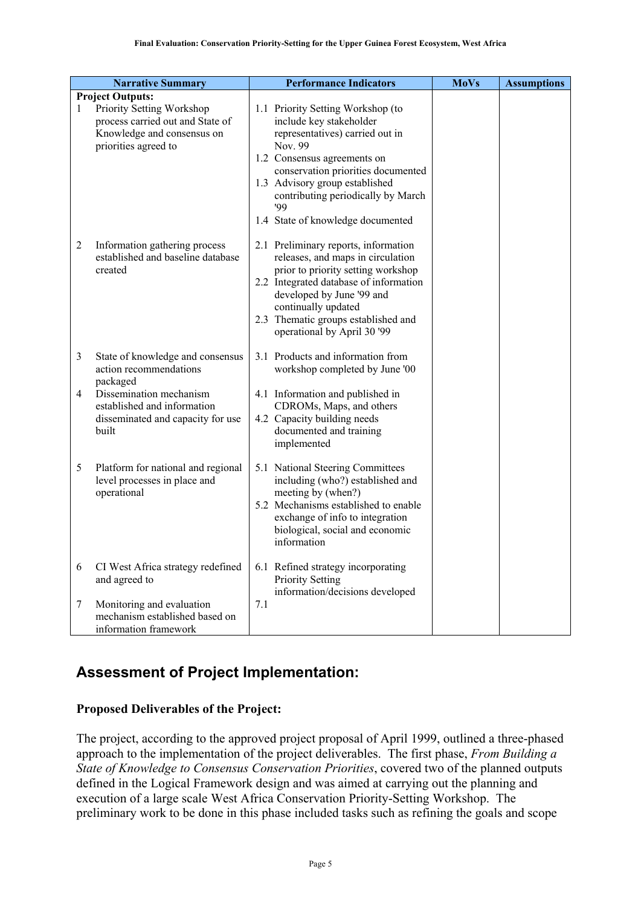| Narrative Summary | Performance Indicators | MoVs | Assumptions |
|---|---|---|---|
| **Project Outputs:** | | | |
| 1 Priority Setting Workshop process carried out and State of Knowledge and consensus on priorities agreed to | 1.1 Priority Setting Workshop (to include key stakeholder representatives) carried out in Nov. 99<br>1.2 Consensus agreements on conservation priorities documented<br>1.3 Advisory group established contributing periodically by March '99<br>1.4 State of knowledge documented | | |
| 2 Information gathering process established and baseline database created | 2.1 Preliminary reports, information releases, and maps in circulation prior to priority setting workshop<br>2.2 Integrated database of information developed by June '99 and continually updated<br>2.3 Thematic groups established and operational by April 30 '99 | | |
| 3 State of knowledge and consensus action recommendations packaged | 3.1 Products and information from workshop completed by June '00 | | |
| 4 Dissemination mechanism established and information disseminated and capacity for use built | 4.1 Information and published in CDROMs, Maps, and others<br>4.2 Capacity building needs documented and training implemented | | |
| 5 Platform for national and regional level processes in place and operational | 5.1 National Steering Committees including (who?) established and meeting by (when?)<br>5.2 Mechanisms established to enable exchange of info to integration biological, social and economic information | | |
| 6 CI West Africa strategy redefined and agreed to | 6.1 Refined strategy incorporating Priority Setting information/decisions developed | | |
| 7 Monitoring and evaluation mechanism established based on information framework | 7.1 | | |

## Assessment of Project Implementation:

### Proposed Deliverables of the Project:

The project, according to the approved project proposal of April 1999, outlined a three-phased approach to the implementation of the project deliverables. The first phase, *From Building a State of Knowledge to Consensus Conservation Priorities*, covered two of the planned outputs defined in the Logical Framework design and was aimed at carrying out the planning and execution of a large scale West Africa Conservation Priority-Setting Workshop. The preliminary work to be done in this phase included tasks such as refining the goals and scope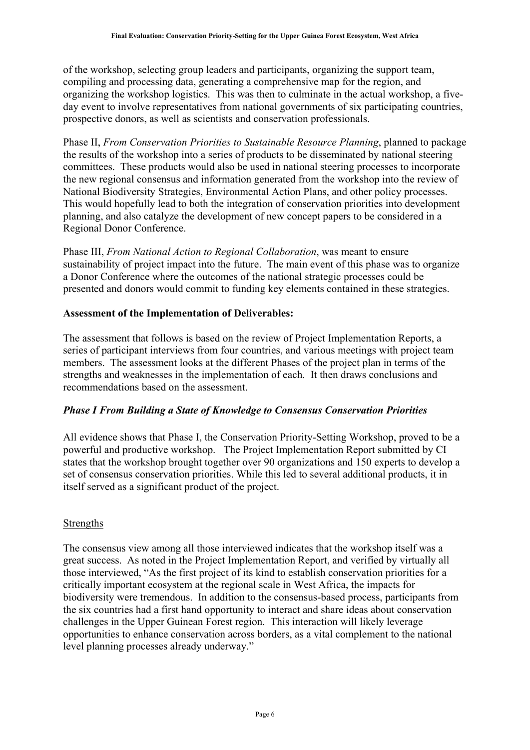of the workshop, selecting group leaders and participants, organizing the support team, compiling and processing data, generating a comprehensive map for the region, and organizing the workshop logistics. This was then to culminate in the actual workshop, a five-day event to involve representatives from national governments of six participating countries, prospective donors, as well as scientists and conservation professionals.

Phase II, *From Conservation Priorities to Sustainable Resource Planning*, planned to package the results of the workshop into a series of products to be disseminated by national steering committees. These products would also be used in national steering processes to incorporate the new regional consensus and information generated from the workshop into the review of National Biodiversity Strategies, Environmental Action Plans, and other policy processes. This would hopefully lead to both the integration of conservation priorities into development planning, and also catalyze the development of new concept papers to be considered in a Regional Donor Conference.

Phase III, *From National Action to Regional Collaboration*, was meant to ensure sustainability of project impact into the future. The main event of this phase was to organize a Donor Conference where the outcomes of the national strategic processes could be presented and donors would commit to funding key elements contained in these strategies.

**Assessment of the Implementation of Deliverables:**

The assessment that follows is based on the review of Project Implementation Reports, a series of participant interviews from four countries, and various meetings with project team members. The assessment looks at the different Phases of the project plan in terms of the strengths and weaknesses in the implementation of each. It then draws conclusions and recommendations based on the assessment.

***Phase I From Building a State of Knowledge to Consensus Conservation Priorities***

All evidence shows that Phase I, the Conservation Priority-Setting Workshop, proved to be a powerful and productive workshop. The Project Implementation Report submitted by CI states that the workshop brought together over 90 organizations and 150 experts to develop a set of consensus conservation priorities. While this led to several additional products, it in itself served as a significant product of the project.

Strengths

The consensus view among all those interviewed indicates that the workshop itself was a great success. As noted in the Project Implementation Report, and verified by virtually all those interviewed, "As the first project of its kind to establish conservation priorities for a critically important ecosystem at the regional scale in West Africa, the impacts for biodiversity were tremendous. In addition to the consensus-based process, participants from the six countries had a first hand opportunity to interact and share ideas about conservation challenges in the Upper Guinean Forest region. This interaction will likely leverage opportunities to enhance conservation across borders, as a vital complement to the national level planning processes already underway."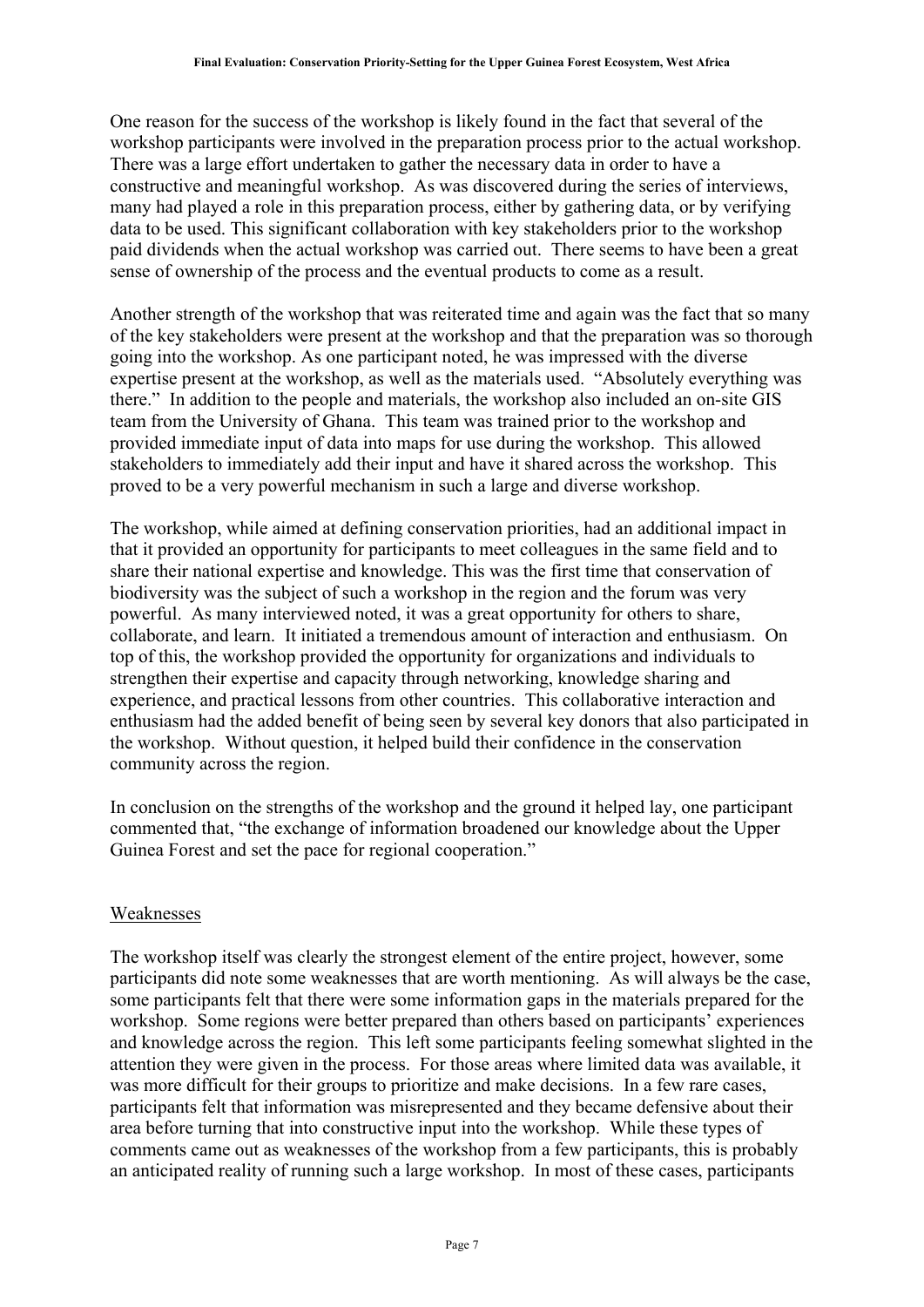One reason for the success of the workshop is likely found in the fact that several of the workshop participants were involved in the preparation process prior to the actual workshop. There was a large effort undertaken to gather the necessary data in order to have a constructive and meaningful workshop. As was discovered during the series of interviews, many had played a role in this preparation process, either by gathering data, or by verifying data to be used. This significant collaboration with key stakeholders prior to the workshop paid dividends when the actual workshop was carried out. There seems to have been a great sense of ownership of the process and the eventual products to come as a result.

Another strength of the workshop that was reiterated time and again was the fact that so many of the key stakeholders were present at the workshop and that the preparation was so thorough going into the workshop. As one participant noted, he was impressed with the diverse expertise present at the workshop, as well as the materials used. "Absolutely everything was there." In addition to the people and materials, the workshop also included an on-site GIS team from the University of Ghana. This team was trained prior to the workshop and provided immediate input of data into maps for use during the workshop. This allowed stakeholders to immediately add their input and have it shared across the workshop. This proved to be a very powerful mechanism in such a large and diverse workshop.

The workshop, while aimed at defining conservation priorities, had an additional impact in that it provided an opportunity for participants to meet colleagues in the same field and to share their national expertise and knowledge. This was the first time that conservation of biodiversity was the subject of such a workshop in the region and the forum was very powerful. As many interviewed noted, it was a great opportunity for others to share, collaborate, and learn. It initiated a tremendous amount of interaction and enthusiasm. On top of this, the workshop provided the opportunity for organizations and individuals to strengthen their expertise and capacity through networking, knowledge sharing and experience, and practical lessons from other countries. This collaborative interaction and enthusiasm had the added benefit of being seen by several key donors that also participated in the workshop. Without question, it helped build their confidence in the conservation community across the region.

In conclusion on the strengths of the workshop and the ground it helped lay, one participant commented that, "the exchange of information broadened our knowledge about the Upper Guinea Forest and set the pace for regional cooperation."

## Weaknesses

The workshop itself was clearly the strongest element of the entire project, however, some participants did note some weaknesses that are worth mentioning. As will always be the case, some participants felt that there were some information gaps in the materials prepared for the workshop. Some regions were better prepared than others based on participants' experiences and knowledge across the region. This left some participants feeling somewhat slighted in the attention they were given in the process. For those areas where limited data was available, it was more difficult for their groups to prioritize and make decisions. In a few rare cases, participants felt that information was misrepresented and they became defensive about their area before turning that into constructive input into the workshop. While these types of comments came out as weaknesses of the workshop from a few participants, this is probably an anticipated reality of running such a large workshop. In most of these cases, participants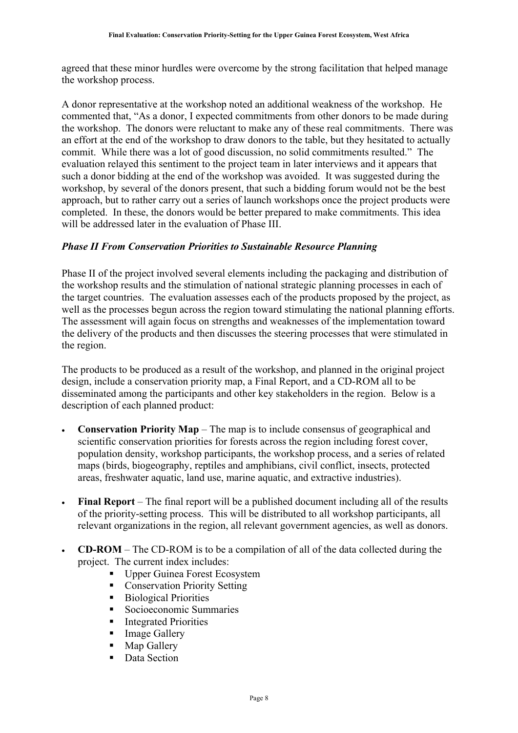agreed that these minor hurdles were overcome by the strong facilitation that helped manage the workshop process.

A donor representative at the workshop noted an additional weakness of the workshop. He commented that, "As a donor, I expected commitments from other donors to be made during the workshop. The donors were reluctant to make any of these real commitments. There was an effort at the end of the workshop to draw donors to the table, but they hesitated to actually commit. While there was a lot of good discussion, no solid commitments resulted." The evaluation relayed this sentiment to the project team in later interviews and it appears that such a donor bidding at the end of the workshop was avoided. It was suggested during the workshop, by several of the donors present, that such a bidding forum would not be the best approach, but to rather carry out a series of launch workshops once the project products were completed. In these, the donors would be better prepared to make commitments. This idea will be addressed later in the evaluation of Phase III.

### *Phase II From Conservation Priorities to Sustainable Resource Planning*

Phase II of the project involved several elements including the packaging and distribution of the workshop results and the stimulation of national strategic planning processes in each of the target countries. The evaluation assesses each of the products proposed by the project, as well as the processes begun across the region toward stimulating the national planning efforts. The assessment will again focus on strengths and weaknesses of the implementation toward the delivery of the products and then discusses the steering processes that were stimulated in the region.

The products to be produced as a result of the workshop, and planned in the original project design, include a conservation priority map, a Final Report, and a CD-ROM all to be disseminated among the participants and other key stakeholders in the region. Below is a description of each planned product:

- **Conservation Priority Map** – The map is to include consensus of geographical and scientific conservation priorities for forests across the region including forest cover, population density, workshop participants, the workshop process, and a series of related maps (birds, biogeography, reptiles and amphibians, civil conflict, insects, protected areas, freshwater aquatic, land use, marine aquatic, and extractive industries).

- **Final Report** – The final report will be a published document including all of the results of the priority-setting process. This will be distributed to all workshop participants, all relevant organizations in the region, all relevant government agencies, as well as donors.

- **CD-ROM** – The CD-ROM is to be a compilation of all of the data collected during the project. The current index includes:
    - Upper Guinea Forest Ecosystem
    - Conservation Priority Setting
    - Biological Priorities
    - Socioeconomic Summaries
    - Integrated Priorities
    - Image Gallery
    - Map Gallery
    - Data Section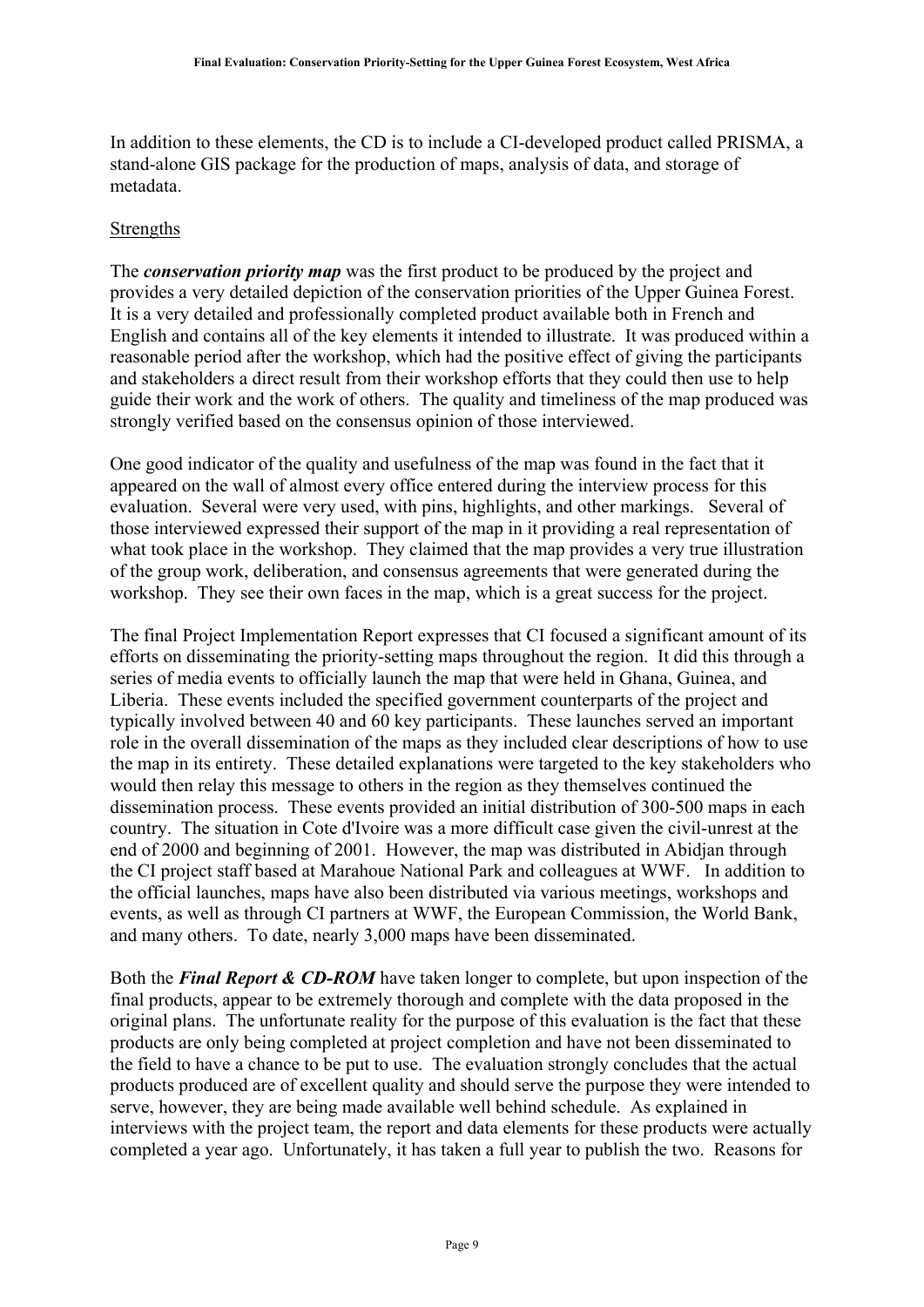In addition to these elements, the CD is to include a CI-developed product called PRISMA, a stand-alone GIS package for the production of maps, analysis of data, and storage of metadata.

Strengths

The ***conservation priority map*** was the first product to be produced by the project and provides a very detailed depiction of the conservation priorities of the Upper Guinea Forest. It is a very detailed and professionally completed product available both in French and English and contains all of the key elements it intended to illustrate. It was produced within a reasonable period after the workshop, which had the positive effect of giving the participants and stakeholders a direct result from their workshop efforts that they could then use to help guide their work and the work of others. The quality and timeliness of the map produced was strongly verified based on the consensus opinion of those interviewed.

One good indicator of the quality and usefulness of the map was found in the fact that it appeared on the wall of almost every office entered during the interview process for this evaluation. Several were very used, with pins, highlights, and other markings. Several of those interviewed expressed their support of the map in it providing a real representation of what took place in the workshop. They claimed that the map provides a very true illustration of the group work, deliberation, and consensus agreements that were generated during the workshop. They see their own faces in the map, which is a great success for the project.

The final Project Implementation Report expresses that CI focused a significant amount of its efforts on disseminating the priority-setting maps throughout the region. It did this through a series of media events to officially launch the map that were held in Ghana, Guinea, and Liberia. These events included the specified government counterparts of the project and typically involved between 40 and 60 key participants. These launches served an important role in the overall dissemination of the maps as they included clear descriptions of how to use the map in its entirety. These detailed explanations were targeted to the key stakeholders who would then relay this message to others in the region as they themselves continued the dissemination process. These events provided an initial distribution of 300-500 maps in each country. The situation in Cote d'Ivoire was a more difficult case given the civil-unrest at the end of 2000 and beginning of 2001. However, the map was distributed in Abidjan through the CI project staff based at Marahoue National Park and colleagues at WWF. In addition to the official launches, maps have also been distributed via various meetings, workshops and events, as well as through CI partners at WWF, the European Commission, the World Bank, and many others. To date, nearly 3,000 maps have been disseminated.

Both the ***Final Report & CD-ROM*** have taken longer to complete, but upon inspection of the final products, appear to be extremely thorough and complete with the data proposed in the original plans. The unfortunate reality for the purpose of this evaluation is the fact that these products are only being completed at project completion and have not been disseminated to the field to have a chance to be put to use. The evaluation strongly concludes that the actual products produced are of excellent quality and should serve the purpose they were intended to serve, however, they are being made available well behind schedule. As explained in interviews with the project team, the report and data elements for these products were actually completed a year ago. Unfortunately, it has taken a full year to publish the two. Reasons for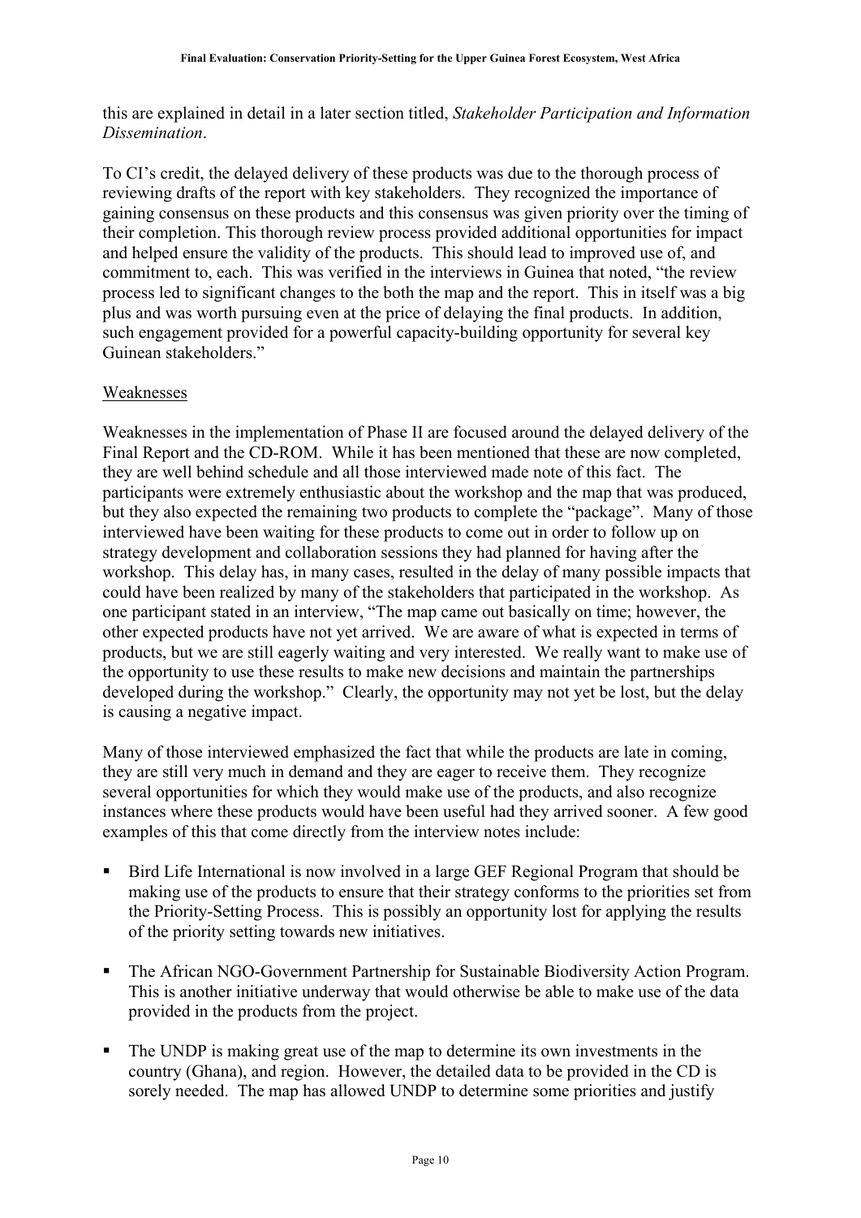this are explained in detail in a later section titled, *Stakeholder Participation and Information Dissemination*.

To CI's credit, the delayed delivery of these products was due to the thorough process of reviewing drafts of the report with key stakeholders. They recognized the importance of gaining consensus on these products and this consensus was given priority over the timing of their completion. This thorough review process provided additional opportunities for impact and helped ensure the validity of the products. This should lead to improved use of, and commitment to, each. This was verified in the interviews in Guinea that noted, "the review process led to significant changes to the both the map and the report. This in itself was a big plus and was worth pursuing even at the price of delaying the final products. In addition, such engagement provided for a powerful capacity-building opportunity for several key Guinean stakeholders."

Weaknesses

Weaknesses in the implementation of Phase II are focused around the delayed delivery of the Final Report and the CD-ROM. While it has been mentioned that these are now completed, they are well behind schedule and all those interviewed made note of this fact. The participants were extremely enthusiastic about the workshop and the map that was produced, but they also expected the remaining two products to complete the "package". Many of those interviewed have been waiting for these products to come out in order to follow up on strategy development and collaboration sessions they had planned for having after the workshop. This delay has, in many cases, resulted in the delay of many possible impacts that could have been realized by many of the stakeholders that participated in the workshop. As one participant stated in an interview, "The map came out basically on time; however, the other expected products have not yet arrived. We are aware of what is expected in terms of products, but we are still eagerly waiting and very interested. We really want to make use of the opportunity to use these results to make new decisions and maintain the partnerships developed during the workshop." Clearly, the opportunity may not yet be lost, but the delay is causing a negative impact.

Many of those interviewed emphasized the fact that while the products are late in coming, they are still very much in demand and they are eager to receive them. They recognize several opportunities for which they would make use of the products, and also recognize instances where these products would have been useful had they arrived sooner. A few good examples of this that come directly from the interview notes include:

- Bird Life International is now involved in a large GEF Regional Program that should be making use of the products to ensure that their strategy conforms to the priorities set from the Priority-Setting Process. This is possibly an opportunity lost for applying the results of the priority setting towards new initiatives.
- The African NGO-Government Partnership for Sustainable Biodiversity Action Program. This is another initiative underway that would otherwise be able to make use of the data provided in the products from the project.
- The UNDP is making great use of the map to determine its own investments in the country (Ghana), and region. However, the detailed data to be provided in the CD is sorely needed. The map has allowed UNDP to determine some priorities and justify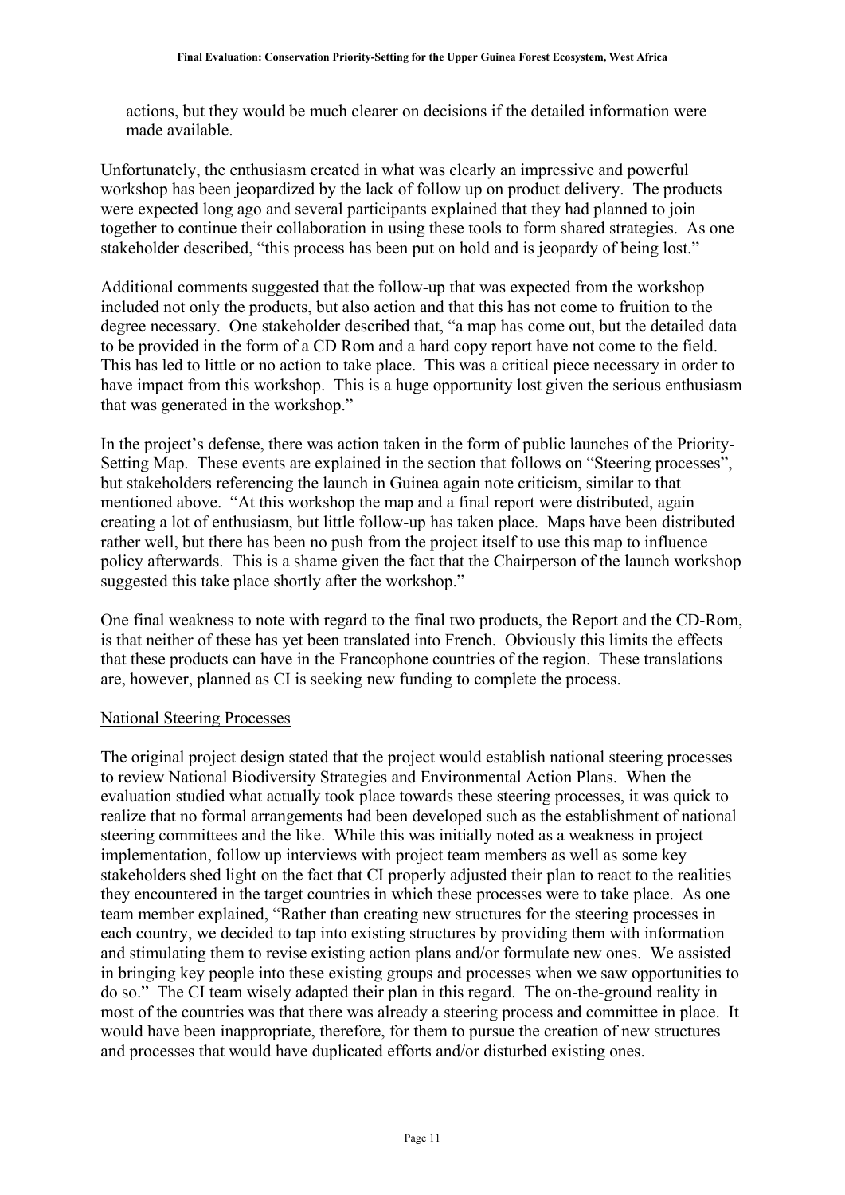actions, but they would be much clearer on decisions if the detailed information were made available.

Unfortunately, the enthusiasm created in what was clearly an impressive and powerful workshop has been jeopardized by the lack of follow up on product delivery. The products were expected long ago and several participants explained that they had planned to join together to continue their collaboration in using these tools to form shared strategies. As one stakeholder described, "this process has been put on hold and is jeopardy of being lost."

Additional comments suggested that the follow-up that was expected from the workshop included not only the products, but also action and that this has not come to fruition to the degree necessary. One stakeholder described that, "a map has come out, but the detailed data to be provided in the form of a CD Rom and a hard copy report have not come to the field. This has led to little or no action to take place. This was a critical piece necessary in order to have impact from this workshop. This is a huge opportunity lost given the serious enthusiasm that was generated in the workshop."

In the project's defense, there was action taken in the form of public launches of the Priority-Setting Map. These events are explained in the section that follows on "Steering processes", but stakeholders referencing the launch in Guinea again note criticism, similar to that mentioned above. "At this workshop the map and a final report were distributed, again creating a lot of enthusiasm, but little follow-up has taken place. Maps have been distributed rather well, but there has been no push from the project itself to use this map to influence policy afterwards. This is a shame given the fact that the Chairperson of the launch workshop suggested this take place shortly after the workshop."

One final weakness to note with regard to the final two products, the Report and the CD-Rom, is that neither of these has yet been translated into French. Obviously this limits the effects that these products can have in the Francophone countries of the region. These translations are, however, planned as CI is seeking new funding to complete the process.

<u>National Steering Processes</u>

The original project design stated that the project would establish national steering processes to review National Biodiversity Strategies and Environmental Action Plans. When the evaluation studied what actually took place towards these steering processes, it was quick to realize that no formal arrangements had been developed such as the establishment of national steering committees and the like. While this was initially noted as a weakness in project implementation, follow up interviews with project team members as well as some key stakeholders shed light on the fact that CI properly adjusted their plan to react to the realities they encountered in the target countries in which these processes were to take place. As one team member explained, "Rather than creating new structures for the steering processes in each country, we decided to tap into existing structures by providing them with information and stimulating them to revise existing action plans and/or formulate new ones. We assisted in bringing key people into these existing groups and processes when we saw opportunities to do so." The CI team wisely adapted their plan in this regard. The on-the-ground reality in most of the countries was that there was already a steering process and committee in place. It would have been inappropriate, therefore, for them to pursue the creation of new structures and processes that would have duplicated efforts and/or disturbed existing ones.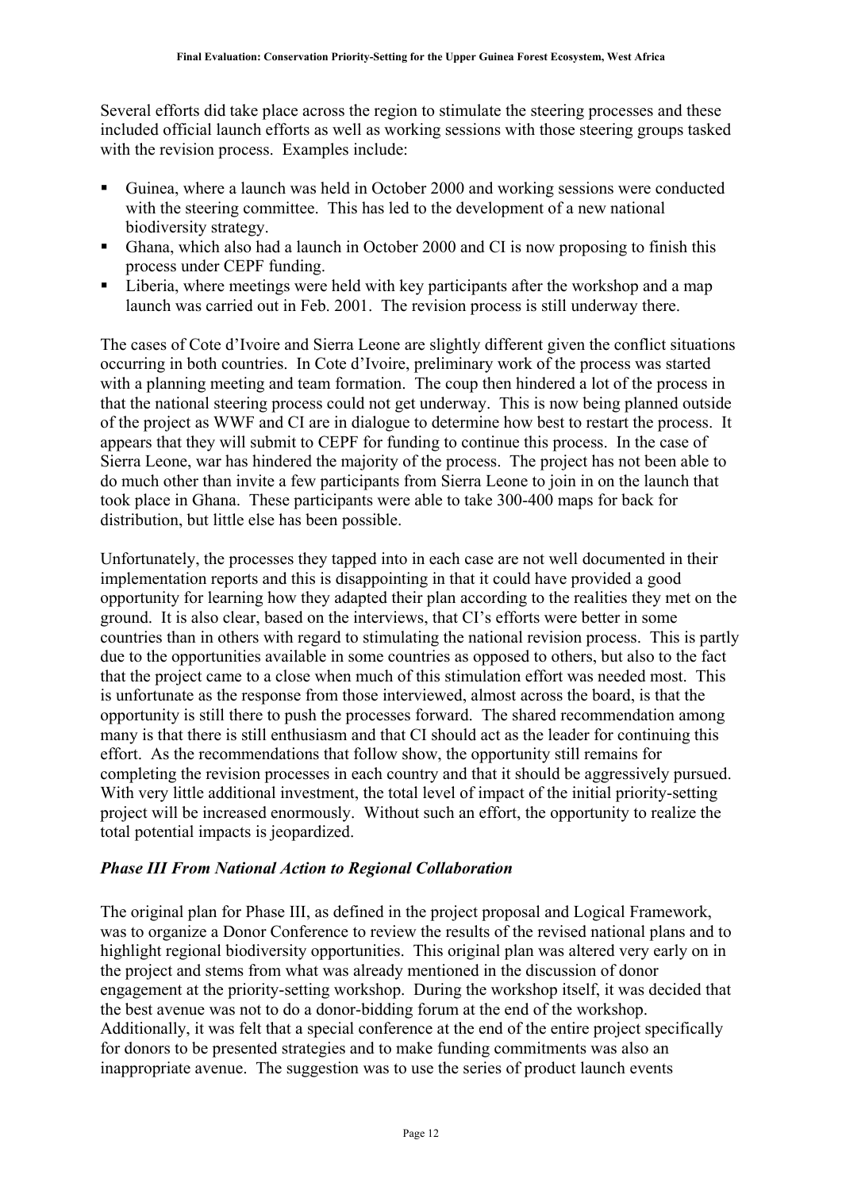Several efforts did take place across the region to stimulate the steering processes and these included official launch efforts as well as working sessions with those steering groups tasked with the revision process. Examples include:

- Guinea, where a launch was held in October 2000 and working sessions were conducted with the steering committee. This has led to the development of a new national biodiversity strategy.
- Ghana, which also had a launch in October 2000 and CI is now proposing to finish this process under CEPF funding.
- Liberia, where meetings were held with key participants after the workshop and a map launch was carried out in Feb. 2001. The revision process is still underway there.

The cases of Cote d'Ivoire and Sierra Leone are slightly different given the conflict situations occurring in both countries. In Cote d'Ivoire, preliminary work of the process was started with a planning meeting and team formation. The coup then hindered a lot of the process in that the national steering process could not get underway. This is now being planned outside of the project as WWF and CI are in dialogue to determine how best to restart the process. It appears that they will submit to CEPF for funding to continue this process. In the case of Sierra Leone, war has hindered the majority of the process. The project has not been able to do much other than invite a few participants from Sierra Leone to join in on the launch that took place in Ghana. These participants were able to take 300-400 maps for back for distribution, but little else has been possible.

Unfortunately, the processes they tapped into in each case are not well documented in their implementation reports and this is disappointing in that it could have provided a good opportunity for learning how they adapted their plan according to the realities they met on the ground. It is also clear, based on the interviews, that CI's efforts were better in some countries than in others with regard to stimulating the national revision process. This is partly due to the opportunities available in some countries as opposed to others, but also to the fact that the project came to a close when much of this stimulation effort was needed most. This is unfortunate as the response from those interviewed, almost across the board, is that the opportunity is still there to push the processes forward. The shared recommendation among many is that there is still enthusiasm and that CI should act as the leader for continuing this effort. As the recommendations that follow show, the opportunity still remains for completing the revision processes in each country and that it should be aggressively pursued. With very little additional investment, the total level of impact of the initial priority-setting project will be increased enormously. Without such an effort, the opportunity to realize the total potential impacts is jeopardized.

### *Phase III From National Action to Regional Collaboration*

The original plan for Phase III, as defined in the project proposal and Logical Framework, was to organize a Donor Conference to review the results of the revised national plans and to highlight regional biodiversity opportunities. This original plan was altered very early on in the project and stems from what was already mentioned in the discussion of donor engagement at the priority-setting workshop. During the workshop itself, it was decided that the best avenue was not to do a donor-bidding forum at the end of the workshop. Additionally, it was felt that a special conference at the end of the entire project specifically for donors to be presented strategies and to make funding commitments was also an inappropriate avenue. The suggestion was to use the series of product launch events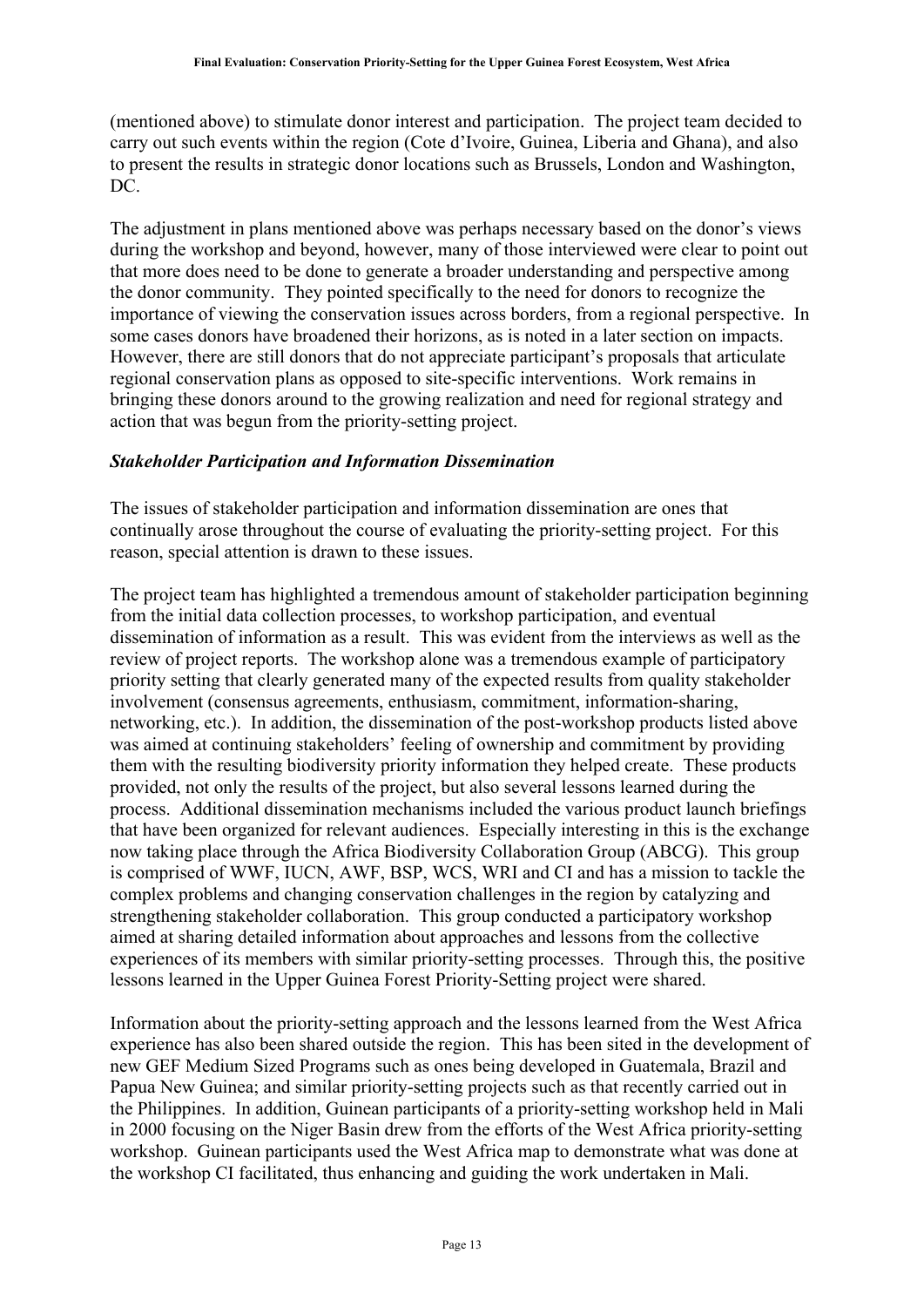(mentioned above) to stimulate donor interest and participation. The project team decided to carry out such events within the region (Cote d'Ivoire, Guinea, Liberia and Ghana), and also to present the results in strategic donor locations such as Brussels, London and Washington, DC.

The adjustment in plans mentioned above was perhaps necessary based on the donor's views during the workshop and beyond, however, many of those interviewed were clear to point out that more does need to be done to generate a broader understanding and perspective among the donor community. They pointed specifically to the need for donors to recognize the importance of viewing the conservation issues across borders, from a regional perspective. In some cases donors have broadened their horizons, as is noted in a later section on impacts. However, there are still donors that do not appreciate participant's proposals that articulate regional conservation plans as opposed to site-specific interventions. Work remains in bringing these donors around to the growing realization and need for regional strategy and action that was begun from the priority-setting project.

### *Stakeholder Participation and Information Dissemination*

The issues of stakeholder participation and information dissemination are ones that continually arose throughout the course of evaluating the priority-setting project. For this reason, special attention is drawn to these issues.

The project team has highlighted a tremendous amount of stakeholder participation beginning from the initial data collection processes, to workshop participation, and eventual dissemination of information as a result. This was evident from the interviews as well as the review of project reports. The workshop alone was a tremendous example of participatory priority setting that clearly generated many of the expected results from quality stakeholder involvement (consensus agreements, enthusiasm, commitment, information-sharing, networking, etc.). In addition, the dissemination of the post-workshop products listed above was aimed at continuing stakeholders' feeling of ownership and commitment by providing them with the resulting biodiversity priority information they helped create. These products provided, not only the results of the project, but also several lessons learned during the process. Additional dissemination mechanisms included the various product launch briefings that have been organized for relevant audiences. Especially interesting in this is the exchange now taking place through the Africa Biodiversity Collaboration Group (ABCG). This group is comprised of WWF, IUCN, AWF, BSP, WCS, WRI and CI and has a mission to tackle the complex problems and changing conservation challenges in the region by catalyzing and strengthening stakeholder collaboration. This group conducted a participatory workshop aimed at sharing detailed information about approaches and lessons from the collective experiences of its members with similar priority-setting processes. Through this, the positive lessons learned in the Upper Guinea Forest Priority-Setting project were shared.

Information about the priority-setting approach and the lessons learned from the West Africa experience has also been shared outside the region. This has been sited in the development of new GEF Medium Sized Programs such as ones being developed in Guatemala, Brazil and Papua New Guinea; and similar priority-setting projects such as that recently carried out in the Philippines. In addition, Guinean participants of a priority-setting workshop held in Mali in 2000 focusing on the Niger Basin drew from the efforts of the West Africa priority-setting workshop. Guinean participants used the West Africa map to demonstrate what was done at the workshop CI facilitated, thus enhancing and guiding the work undertaken in Mali.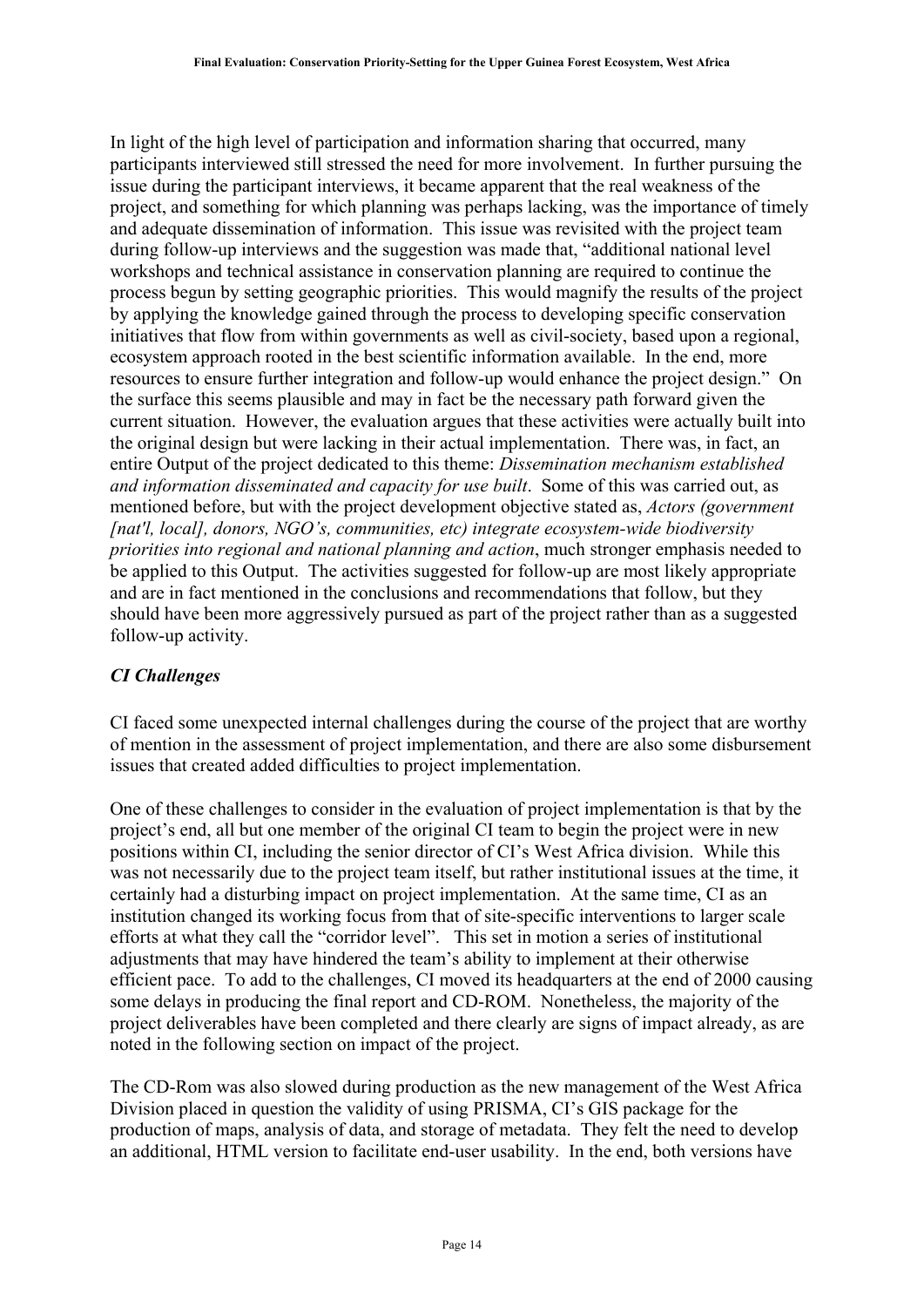In light of the high level of participation and information sharing that occurred, many participants interviewed still stressed the need for more involvement. In further pursuing the issue during the participant interviews, it became apparent that the real weakness of the project, and something for which planning was perhaps lacking, was the importance of timely and adequate dissemination of information. This issue was revisited with the project team during follow-up interviews and the suggestion was made that, "additional national level workshops and technical assistance in conservation planning are required to continue the process begun by setting geographic priorities. This would magnify the results of the project by applying the knowledge gained through the process to developing specific conservation initiatives that flow from within governments as well as civil-society, based upon a regional, ecosystem approach rooted in the best scientific information available. In the end, more resources to ensure further integration and follow-up would enhance the project design." On the surface this seems plausible and may in fact be the necessary path forward given the current situation. However, the evaluation argues that these activities were actually built into the original design but were lacking in their actual implementation. There was, in fact, an entire Output of the project dedicated to this theme: *Dissemination mechanism established and information disseminated and capacity for use built*. Some of this was carried out, as mentioned before, but with the project development objective stated as, *Actors (government [nat'l, local], donors, NGO's, communities, etc) integrate ecosystem-wide biodiversity priorities into regional and national planning and action*, much stronger emphasis needed to be applied to this Output. The activities suggested for follow-up are most likely appropriate and are in fact mentioned in the conclusions and recommendations that follow, but they should have been more aggressively pursued as part of the project rather than as a suggested follow-up activity.

### *CI Challenges*

CI faced some unexpected internal challenges during the course of the project that are worthy of mention in the assessment of project implementation, and there are also some disbursement issues that created added difficulties to project implementation.

One of these challenges to consider in the evaluation of project implementation is that by the project's end, all but one member of the original CI team to begin the project were in new positions within CI, including the senior director of CI's West Africa division. While this was not necessarily due to the project team itself, but rather institutional issues at the time, it certainly had a disturbing impact on project implementation. At the same time, CI as an institution changed its working focus from that of site-specific interventions to larger scale efforts at what they call the "corridor level". This set in motion a series of institutional adjustments that may have hindered the team's ability to implement at their otherwise efficient pace. To add to the challenges, CI moved its headquarters at the end of 2000 causing some delays in producing the final report and CD-ROM. Nonetheless, the majority of the project deliverables have been completed and there clearly are signs of impact already, as are noted in the following section on impact of the project.

The CD-Rom was also slowed during production as the new management of the West Africa Division placed in question the validity of using PRISMA, CI's GIS package for the production of maps, analysis of data, and storage of metadata. They felt the need to develop an additional, HTML version to facilitate end-user usability. In the end, both versions have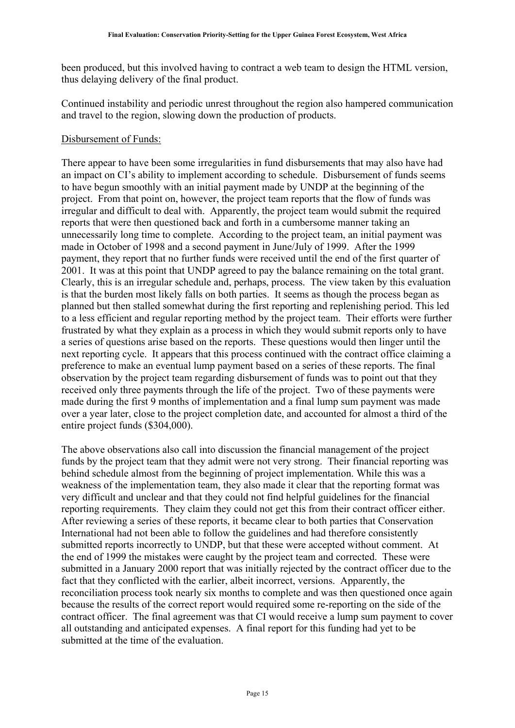been produced, but this involved having to contract a web team to design the HTML version, thus delaying delivery of the final product.

Continued instability and periodic unrest throughout the region also hampered communication and travel to the region, slowing down the production of products.

<u>Disbursement of Funds:</u>

There appear to have been some irregularities in fund disbursements that may also have had an impact on CI's ability to implement according to schedule. Disbursement of funds seems to have begun smoothly with an initial payment made by UNDP at the beginning of the project. From that point on, however, the project team reports that the flow of funds was irregular and difficult to deal with. Apparently, the project team would submit the required reports that were then questioned back and forth in a cumbersome manner taking an unnecessarily long time to complete. According to the project team, an initial payment was made in October of 1998 and a second payment in June/July of 1999. After the 1999 payment, they report that no further funds were received until the end of the first quarter of 2001. It was at this point that UNDP agreed to pay the balance remaining on the total grant. Clearly, this is an irregular schedule and, perhaps, process. The view taken by this evaluation is that the burden most likely falls on both parties. It seems as though the process began as planned but then stalled somewhat during the first reporting and replenishing period. This led to a less efficient and regular reporting method by the project team. Their efforts were further frustrated by what they explain as a process in which they would submit reports only to have a series of questions arise based on the reports. These questions would then linger until the next reporting cycle. It appears that this process continued with the contract office claiming a preference to make an eventual lump payment based on a series of these reports. The final observation by the project team regarding disbursement of funds was to point out that they received only three payments through the life of the project. Two of these payments were made during the first 9 months of implementation and a final lump sum payment was made over a year later, close to the project completion date, and accounted for almost a third of the entire project funds ($304,000).

The above observations also call into discussion the financial management of the project funds by the project team that they admit were not very strong. Their financial reporting was behind schedule almost from the beginning of project implementation. While this was a weakness of the implementation team, they also made it clear that the reporting format was very difficult and unclear and that they could not find helpful guidelines for the financial reporting requirements. They claim they could not get this from their contract officer either. After reviewing a series of these reports, it became clear to both parties that Conservation International had not been able to follow the guidelines and had therefore consistently submitted reports incorrectly to UNDP, but that these were accepted without comment. At the end of 1999 the mistakes were caught by the project team and corrected. These were submitted in a January 2000 report that was initially rejected by the contract officer due to the fact that they conflicted with the earlier, albeit incorrect, versions. Apparently, the reconciliation process took nearly six months to complete and was then questioned once again because the results of the correct report would required some re-reporting on the side of the contract officer. The final agreement was that CI would receive a lump sum payment to cover all outstanding and anticipated expenses. A final report for this funding had yet to be submitted at the time of the evaluation.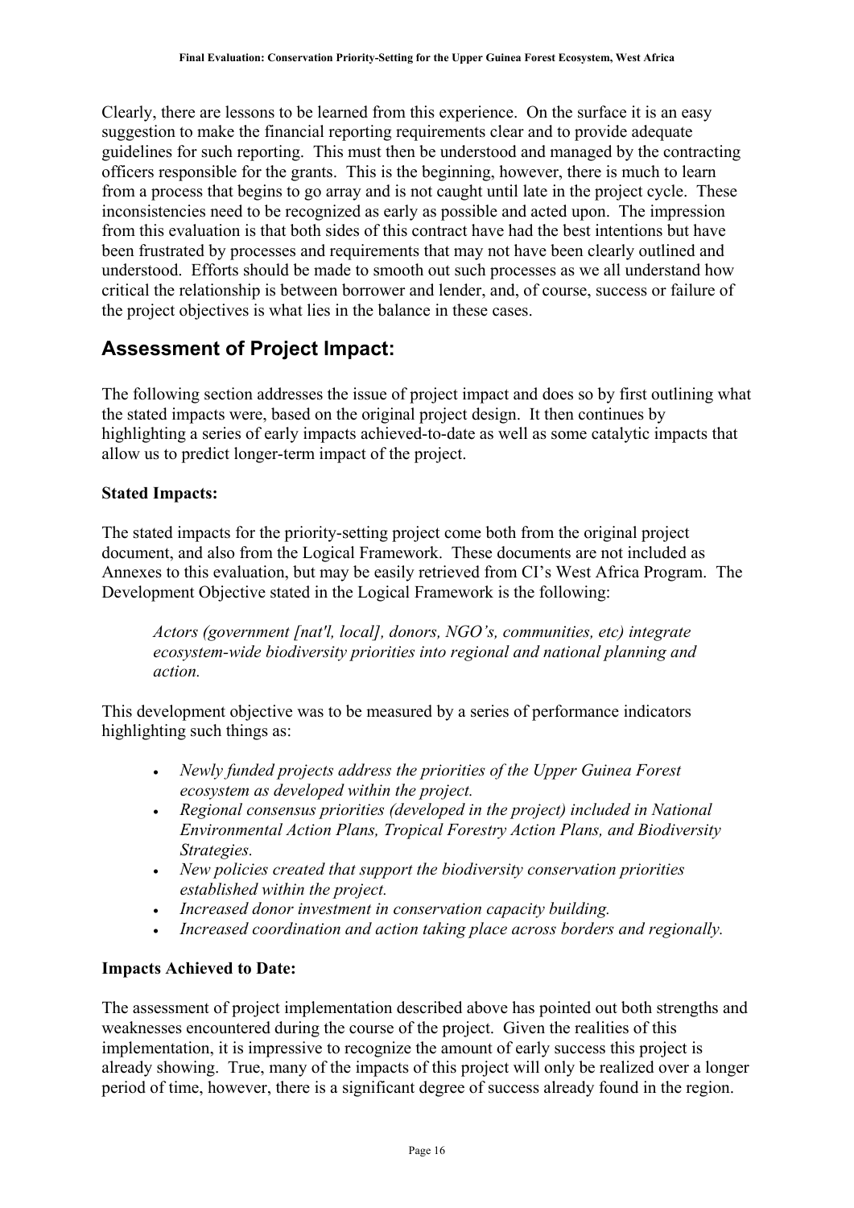Clearly, there are lessons to be learned from this experience. On the surface it is an easy suggestion to make the financial reporting requirements clear and to provide adequate guidelines for such reporting. This must then be understood and managed by the contracting officers responsible for the grants. This is the beginning, however, there is much to learn from a process that begins to go array and is not caught until late in the project cycle. These inconsistencies need to be recognized as early as possible and acted upon. The impression from this evaluation is that both sides of this contract have had the best intentions but have been frustrated by processes and requirements that may not have been clearly outlined and understood. Efforts should be made to smooth out such processes as we all understand how critical the relationship is between borrower and lender, and, of course, success or failure of the project objectives is what lies in the balance in these cases.

## Assessment of Project Impact:

The following section addresses the issue of project impact and does so by first outlining what the stated impacts were, based on the original project design. It then continues by highlighting a series of early impacts achieved-to-date as well as some catalytic impacts that allow us to predict longer-term impact of the project.

**Stated Impacts:**

The stated impacts for the priority-setting project come both from the original project document, and also from the Logical Framework. These documents are not included as Annexes to this evaluation, but may be easily retrieved from CI's West Africa Program. The Development Objective stated in the Logical Framework is the following:

> *Actors (government [nat'l, local], donors, NGO's, communities, etc) integrate ecosystem-wide biodiversity priorities into regional and national planning and action.*

This development objective was to be measured by a series of performance indicators highlighting such things as:

- *Newly funded projects address the priorities of the Upper Guinea Forest ecosystem as developed within the project.*
- *Regional consensus priorities (developed in the project) included in National Environmental Action Plans, Tropical Forestry Action Plans, and Biodiversity Strategies.*
- *New policies created that support the biodiversity conservation priorities established within the project.*
- *Increased donor investment in conservation capacity building.*
- *Increased coordination and action taking place across borders and regionally.*

**Impacts Achieved to Date:**

The assessment of project implementation described above has pointed out both strengths and weaknesses encountered during the course of the project. Given the realities of this implementation, it is impressive to recognize the amount of early success this project is already showing. True, many of the impacts of this project will only be realized over a longer period of time, however, there is a significant degree of success already found in the region.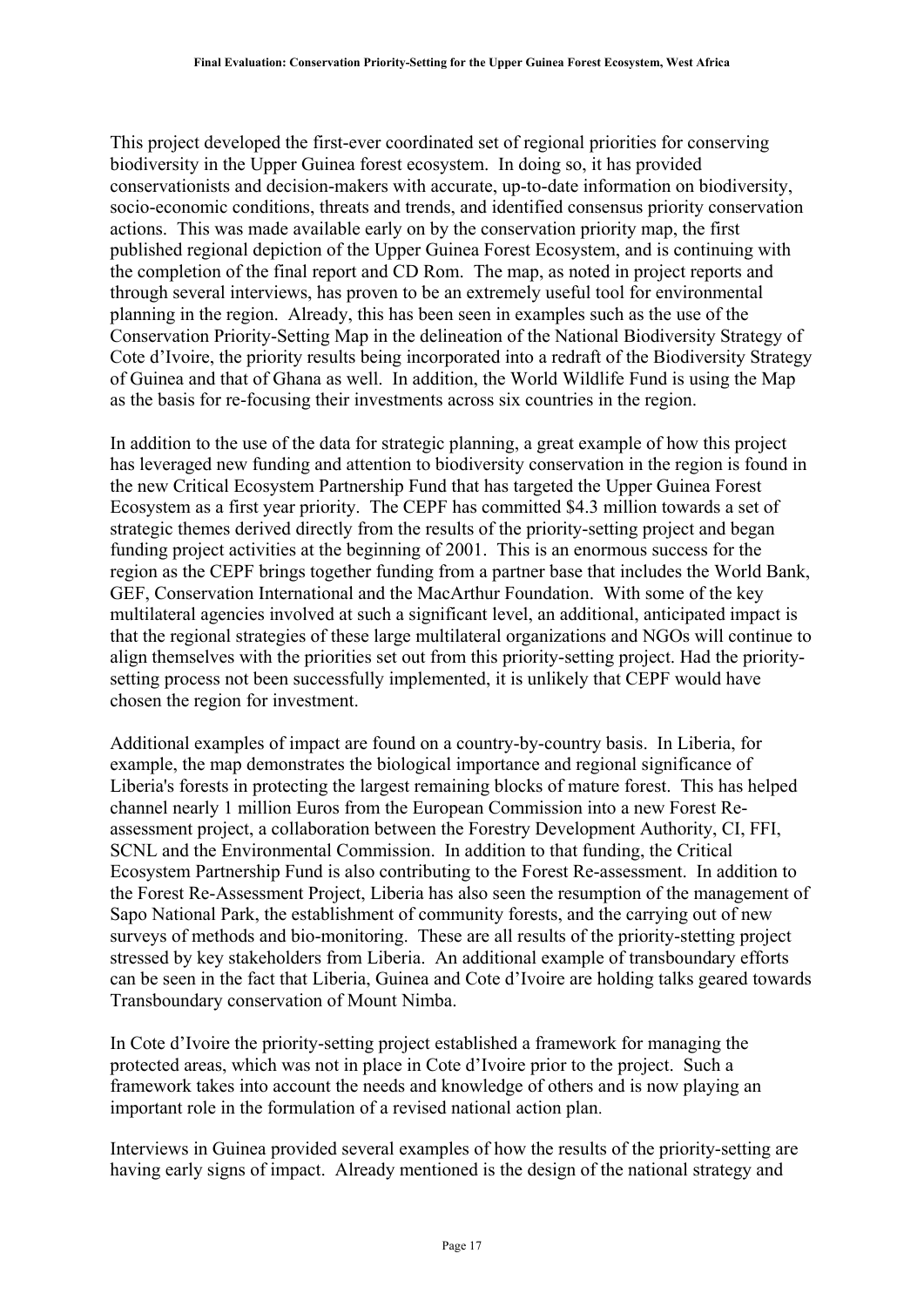This project developed the first-ever coordinated set of regional priorities for conserving biodiversity in the Upper Guinea forest ecosystem. In doing so, it has provided conservationists and decision-makers with accurate, up-to-date information on biodiversity, socio-economic conditions, threats and trends, and identified consensus priority conservation actions. This was made available early on by the conservation priority map, the first published regional depiction of the Upper Guinea Forest Ecosystem, and is continuing with the completion of the final report and CD Rom. The map, as noted in project reports and through several interviews, has proven to be an extremely useful tool for environmental planning in the region. Already, this has been seen in examples such as the use of the Conservation Priority-Setting Map in the delineation of the National Biodiversity Strategy of Cote d'Ivoire, the priority results being incorporated into a redraft of the Biodiversity Strategy of Guinea and that of Ghana as well. In addition, the World Wildlife Fund is using the Map as the basis for re-focusing their investments across six countries in the region.

In addition to the use of the data for strategic planning, a great example of how this project has leveraged new funding and attention to biodiversity conservation in the region is found in the new Critical Ecosystem Partnership Fund that has targeted the Upper Guinea Forest Ecosystem as a first year priority. The CEPF has committed $4.3 million towards a set of strategic themes derived directly from the results of the priority-setting project and began funding project activities at the beginning of 2001. This is an enormous success for the region as the CEPF brings together funding from a partner base that includes the World Bank, GEF, Conservation International and the MacArthur Foundation. With some of the key multilateral agencies involved at such a significant level, an additional, anticipated impact is that the regional strategies of these large multilateral organizations and NGOs will continue to align themselves with the priorities set out from this priority-setting project. Had the priority-setting process not been successfully implemented, it is unlikely that CEPF would have chosen the region for investment.

Additional examples of impact are found on a country-by-country basis. In Liberia, for example, the map demonstrates the biological importance and regional significance of Liberia's forests in protecting the largest remaining blocks of mature forest. This has helped channel nearly 1 million Euros from the European Commission into a new Forest Re-assessment project, a collaboration between the Forestry Development Authority, CI, FFI, SCNL and the Environmental Commission. In addition to that funding, the Critical Ecosystem Partnership Fund is also contributing to the Forest Re-assessment. In addition to the Forest Re-Assessment Project, Liberia has also seen the resumption of the management of Sapo National Park, the establishment of community forests, and the carrying out of new surveys of methods and bio-monitoring. These are all results of the priority-stetting project stressed by key stakeholders from Liberia. An additional example of transboundary efforts can be seen in the fact that Liberia, Guinea and Cote d'Ivoire are holding talks geared towards Transboundary conservation of Mount Nimba.

In Cote d'Ivoire the priority-setting project established a framework for managing the protected areas, which was not in place in Cote d'Ivoire prior to the project. Such a framework takes into account the needs and knowledge of others and is now playing an important role in the formulation of a revised national action plan.

Interviews in Guinea provided several examples of how the results of the priority-setting are having early signs of impact. Already mentioned is the design of the national strategy and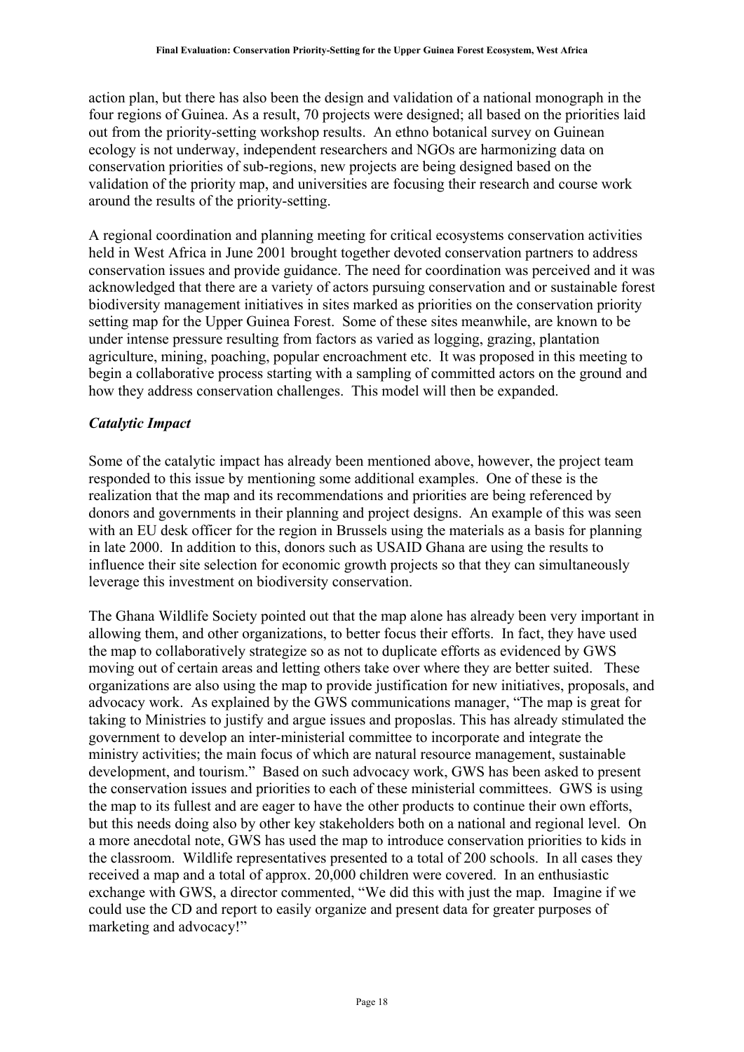action plan, but there has also been the design and validation of a national monograph in the four regions of Guinea. As a result, 70 projects were designed; all based on the priorities laid out from the priority-setting workshop results. An ethno botanical survey on Guinean ecology is not underway, independent researchers and NGOs are harmonizing data on conservation priorities of sub-regions, new projects are being designed based on the validation of the priority map, and universities are focusing their research and course work around the results of the priority-setting.

A regional coordination and planning meeting for critical ecosystems conservation activities held in West Africa in June 2001 brought together devoted conservation partners to address conservation issues and provide guidance. The need for coordination was perceived and it was acknowledged that there are a variety of actors pursuing conservation and or sustainable forest biodiversity management initiatives in sites marked as priorities on the conservation priority setting map for the Upper Guinea Forest. Some of these sites meanwhile, are known to be under intense pressure resulting from factors as varied as logging, grazing, plantation agriculture, mining, poaching, popular encroachment etc. It was proposed in this meeting to begin a collaborative process starting with a sampling of committed actors on the ground and how they address conservation challenges. This model will then be expanded.

### *Catalytic Impact*

Some of the catalytic impact has already been mentioned above, however, the project team responded to this issue by mentioning some additional examples. One of these is the realization that the map and its recommendations and priorities are being referenced by donors and governments in their planning and project designs. An example of this was seen with an EU desk officer for the region in Brussels using the materials as a basis for planning in late 2000. In addition to this, donors such as USAID Ghana are using the results to influence their site selection for economic growth projects so that they can simultaneously leverage this investment on biodiversity conservation.

The Ghana Wildlife Society pointed out that the map alone has already been very important in allowing them, and other organizations, to better focus their efforts. In fact, they have used the map to collaboratively strategize so as not to duplicate efforts as evidenced by GWS moving out of certain areas and letting others take over where they are better suited. These organizations are also using the map to provide justification for new initiatives, proposals, and advocacy work. As explained by the GWS communications manager, "The map is great for taking to Ministries to justify and argue issues and proposlas. This has already stimulated the government to develop an inter-ministerial committee to incorporate and integrate the ministry activities; the main focus of which are natural resource management, sustainable development, and tourism." Based on such advocacy work, GWS has been asked to present the conservation issues and priorities to each of these ministerial committees. GWS is using the map to its fullest and are eager to have the other products to continue their own efforts, but this needs doing also by other key stakeholders both on a national and regional level. On a more anecdotal note, GWS has used the map to introduce conservation priorities to kids in the classroom. Wildlife representatives presented to a total of 200 schools. In all cases they received a map and a total of approx. 20,000 children were covered. In an enthusiastic exchange with GWS, a director commented, "We did this with just the map. Imagine if we could use the CD and report to easily organize and present data for greater purposes of marketing and advocacy!"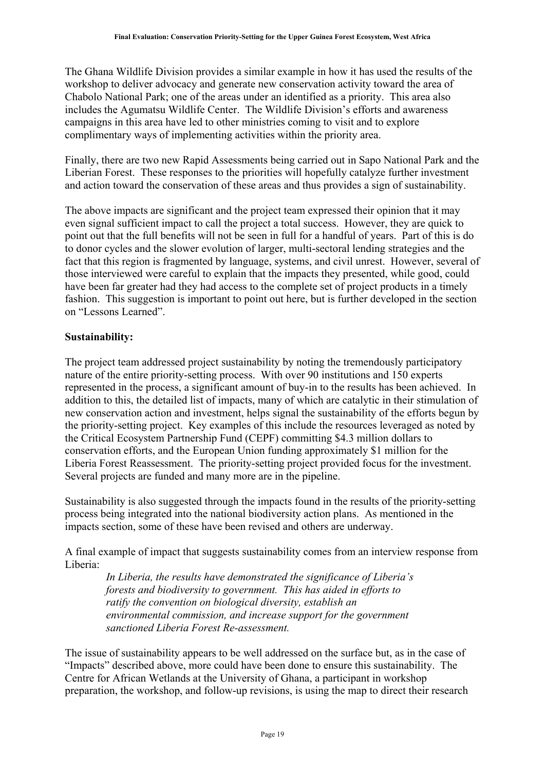The Ghana Wildlife Division provides a similar example in how it has used the results of the workshop to deliver advocacy and generate new conservation activity toward the area of Chabolo National Park; one of the areas under an identified as a priority. This area also includes the Agumatsu Wildlife Center. The Wildlife Division's efforts and awareness campaigns in this area have led to other ministries coming to visit and to explore complimentary ways of implementing activities within the priority area.

Finally, there are two new Rapid Assessments being carried out in Sapo National Park and the Liberian Forest. These responses to the priorities will hopefully catalyze further investment and action toward the conservation of these areas and thus provides a sign of sustainability.

The above impacts are significant and the project team expressed their opinion that it may even signal sufficient impact to call the project a total success. However, they are quick to point out that the full benefits will not be seen in full for a handful of years. Part of this is do to donor cycles and the slower evolution of larger, multi-sectoral lending strategies and the fact that this region is fragmented by language, systems, and civil unrest. However, several of those interviewed were careful to explain that the impacts they presented, while good, could have been far greater had they had access to the complete set of project products in a timely fashion. This suggestion is important to point out here, but is further developed in the section on "Lessons Learned".

**Sustainability:**

The project team addressed project sustainability by noting the tremendously participatory nature of the entire priority-setting process. With over 90 institutions and 150 experts represented in the process, a significant amount of buy-in to the results has been achieved. In addition to this, the detailed list of impacts, many of which are catalytic in their stimulation of new conservation action and investment, helps signal the sustainability of the efforts begun by the priority-setting project. Key examples of this include the resources leveraged as noted by the Critical Ecosystem Partnership Fund (CEPF) committing $4.3 million dollars to conservation efforts, and the European Union funding approximately $1 million for the Liberia Forest Reassessment. The priority-setting project provided focus for the investment. Several projects are funded and many more are in the pipeline.

Sustainability is also suggested through the impacts found in the results of the priority-setting process being integrated into the national biodiversity action plans. As mentioned in the impacts section, some of these have been revised and others are underway.

A final example of impact that suggests sustainability comes from an interview response from Liberia:

> *In Liberia, the results have demonstrated the significance of Liberia's forests and biodiversity to government. This has aided in efforts to ratify the convention on biological diversity, establish an environmental commission, and increase support for the government sanctioned Liberia Forest Re-assessment.*

The issue of sustainability appears to be well addressed on the surface but, as in the case of "Impacts" described above, more could have been done to ensure this sustainability. The Centre for African Wetlands at the University of Ghana, a participant in workshop preparation, the workshop, and follow-up revisions, is using the map to direct their research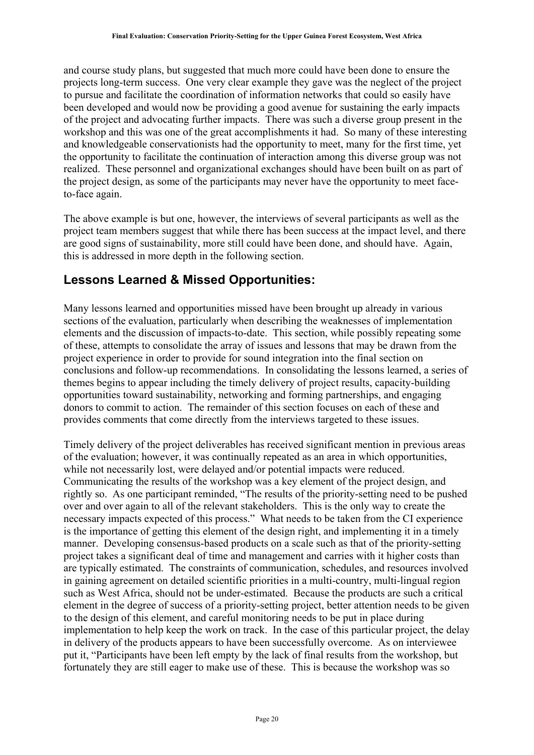and course study plans, but suggested that much more could have been done to ensure the projects long-term success. One very clear example they gave was the neglect of the project to pursue and facilitate the coordination of information networks that could so easily have been developed and would now be providing a good avenue for sustaining the early impacts of the project and advocating further impacts. There was such a diverse group present in the workshop and this was one of the great accomplishments it had. So many of these interesting and knowledgeable conservationists had the opportunity to meet, many for the first time, yet the opportunity to facilitate the continuation of interaction among this diverse group was not realized. These personnel and organizational exchanges should have been built on as part of the project design, as some of the participants may never have the opportunity to meet face-to-face again.

The above example is but one, however, the interviews of several participants as well as the project team members suggest that while there has been success at the impact level, and there are good signs of sustainability, more still could have been done, and should have. Again, this is addressed in more depth in the following section.

## Lessons Learned & Missed Opportunities:

Many lessons learned and opportunities missed have been brought up already in various sections of the evaluation, particularly when describing the weaknesses of implementation elements and the discussion of impacts-to-date. This section, while possibly repeating some of these, attempts to consolidate the array of issues and lessons that may be drawn from the project experience in order to provide for sound integration into the final section on conclusions and follow-up recommendations. In consolidating the lessons learned, a series of themes begins to appear including the timely delivery of project results, capacity-building opportunities toward sustainability, networking and forming partnerships, and engaging donors to commit to action. The remainder of this section focuses on each of these and provides comments that come directly from the interviews targeted to these issues.

Timely delivery of the project deliverables has received significant mention in previous areas of the evaluation; however, it was continually repeated as an area in which opportunities, while not necessarily lost, were delayed and/or potential impacts were reduced. Communicating the results of the workshop was a key element of the project design, and rightly so. As one participant reminded, "The results of the priority-setting need to be pushed over and over again to all of the relevant stakeholders. This is the only way to create the necessary impacts expected of this process." What needs to be taken from the CI experience is the importance of getting this element of the design right, and implementing it in a timely manner. Developing consensus-based products on a scale such as that of the priority-setting project takes a significant deal of time and management and carries with it higher costs than are typically estimated. The constraints of communication, schedules, and resources involved in gaining agreement on detailed scientific priorities in a multi-country, multi-lingual region such as West Africa, should not be under-estimated. Because the products are such a critical element in the degree of success of a priority-setting project, better attention needs to be given to the design of this element, and careful monitoring needs to be put in place during implementation to help keep the work on track. In the case of this particular project, the delay in delivery of the products appears to have been successfully overcome. As on interviewee put it, "Participants have been left empty by the lack of final results from the workshop, but fortunately they are still eager to make use of these. This is because the workshop was so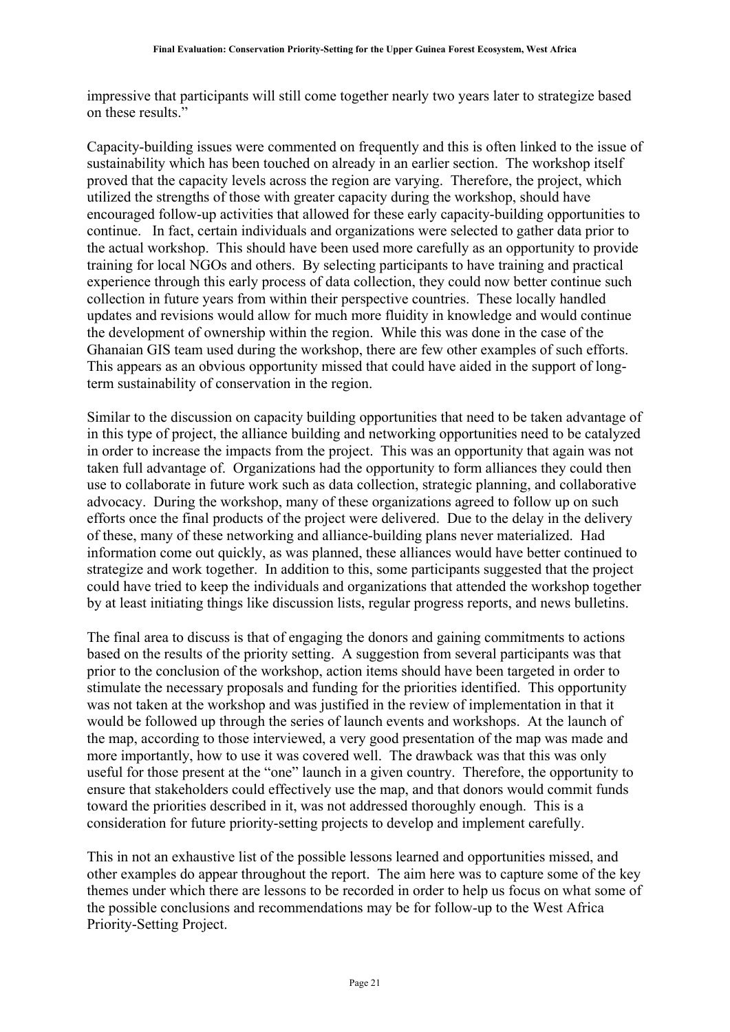impressive that participants will still come together nearly two years later to strategize based on these results."

Capacity-building issues were commented on frequently and this is often linked to the issue of sustainability which has been touched on already in an earlier section. The workshop itself proved that the capacity levels across the region are varying. Therefore, the project, which utilized the strengths of those with greater capacity during the workshop, should have encouraged follow-up activities that allowed for these early capacity-building opportunities to continue. In fact, certain individuals and organizations were selected to gather data prior to the actual workshop. This should have been used more carefully as an opportunity to provide training for local NGOs and others. By selecting participants to have training and practical experience through this early process of data collection, they could now better continue such collection in future years from within their perspective countries. These locally handled updates and revisions would allow for much more fluidity in knowledge and would continue the development of ownership within the region. While this was done in the case of the Ghanaian GIS team used during the workshop, there are few other examples of such efforts. This appears as an obvious opportunity missed that could have aided in the support of long-term sustainability of conservation in the region.

Similar to the discussion on capacity building opportunities that need to be taken advantage of in this type of project, the alliance building and networking opportunities need to be catalyzed in order to increase the impacts from the project. This was an opportunity that again was not taken full advantage of. Organizations had the opportunity to form alliances they could then use to collaborate in future work such as data collection, strategic planning, and collaborative advocacy. During the workshop, many of these organizations agreed to follow up on such efforts once the final products of the project were delivered. Due to the delay in the delivery of these, many of these networking and alliance-building plans never materialized. Had information come out quickly, as was planned, these alliances would have better continued to strategize and work together. In addition to this, some participants suggested that the project could have tried to keep the individuals and organizations that attended the workshop together by at least initiating things like discussion lists, regular progress reports, and news bulletins.

The final area to discuss is that of engaging the donors and gaining commitments to actions based on the results of the priority setting. A suggestion from several participants was that prior to the conclusion of the workshop, action items should have been targeted in order to stimulate the necessary proposals and funding for the priorities identified. This opportunity was not taken at the workshop and was justified in the review of implementation in that it would be followed up through the series of launch events and workshops. At the launch of the map, according to those interviewed, a very good presentation of the map was made and more importantly, how to use it was covered well. The drawback was that this was only useful for those present at the "one" launch in a given country. Therefore, the opportunity to ensure that stakeholders could effectively use the map, and that donors would commit funds toward the priorities described in it, was not addressed thoroughly enough. This is a consideration for future priority-setting projects to develop and implement carefully.

This in not an exhaustive list of the possible lessons learned and opportunities missed, and other examples do appear throughout the report. The aim here was to capture some of the key themes under which there are lessons to be recorded in order to help us focus on what some of the possible conclusions and recommendations may be for follow-up to the West Africa Priority-Setting Project.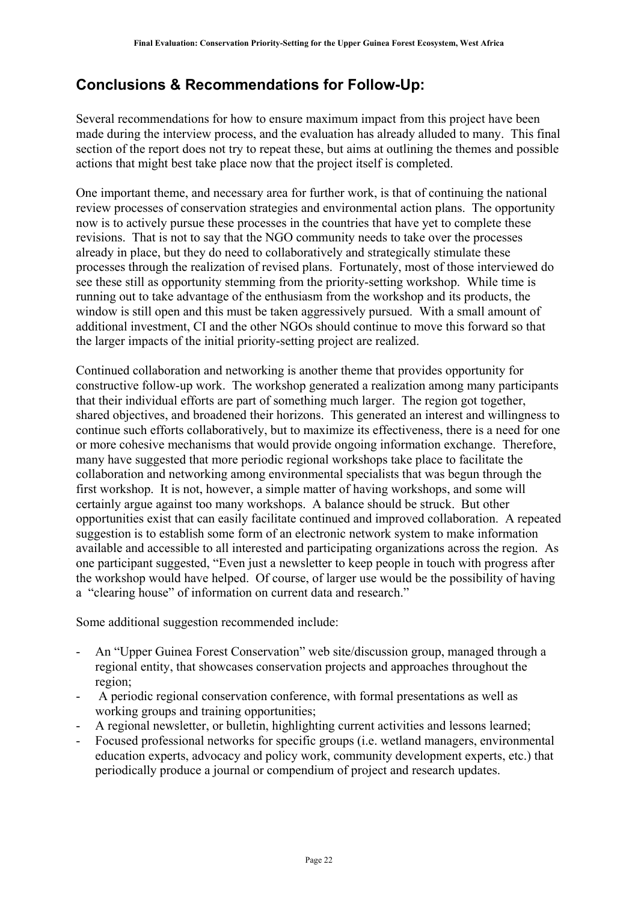## Conclusions & Recommendations for Follow-Up:

Several recommendations for how to ensure maximum impact from this project have been made during the interview process, and the evaluation has already alluded to many. This final section of the report does not try to repeat these, but aims at outlining the themes and possible actions that might best take place now that the project itself is completed.

One important theme, and necessary area for further work, is that of continuing the national review processes of conservation strategies and environmental action plans. The opportunity now is to actively pursue these processes in the countries that have yet to complete these revisions. That is not to say that the NGO community needs to take over the processes already in place, but they do need to collaboratively and strategically stimulate these processes through the realization of revised plans. Fortunately, most of those interviewed do see these still as opportunity stemming from the priority-setting workshop. While time is running out to take advantage of the enthusiasm from the workshop and its products, the window is still open and this must be taken aggressively pursued. With a small amount of additional investment, CI and the other NGOs should continue to move this forward so that the larger impacts of the initial priority-setting project are realized.

Continued collaboration and networking is another theme that provides opportunity for constructive follow-up work. The workshop generated a realization among many participants that their individual efforts are part of something much larger. The region got together, shared objectives, and broadened their horizons. This generated an interest and willingness to continue such efforts collaboratively, but to maximize its effectiveness, there is a need for one or more cohesive mechanisms that would provide ongoing information exchange. Therefore, many have suggested that more periodic regional workshops take place to facilitate the collaboration and networking among environmental specialists that was begun through the first workshop. It is not, however, a simple matter of having workshops, and some will certainly argue against too many workshops. A balance should be struck. But other opportunities exist that can easily facilitate continued and improved collaboration. A repeated suggestion is to establish some form of an electronic network system to make information available and accessible to all interested and participating organizations across the region. As one participant suggested, "Even just a newsletter to keep people in touch with progress after the workshop would have helped. Of course, of larger use would be the possibility of having a "clearing house" of information on current data and research."

Some additional suggestion recommended include:

- An "Upper Guinea Forest Conservation" web site/discussion group, managed through a regional entity, that showcases conservation projects and approaches throughout the region;
- A periodic regional conservation conference, with formal presentations as well as working groups and training opportunities;
- A regional newsletter, or bulletin, highlighting current activities and lessons learned;
- Focused professional networks for specific groups (i.e. wetland managers, environmental education experts, advocacy and policy work, community development experts, etc.) that periodically produce a journal or compendium of project and research updates.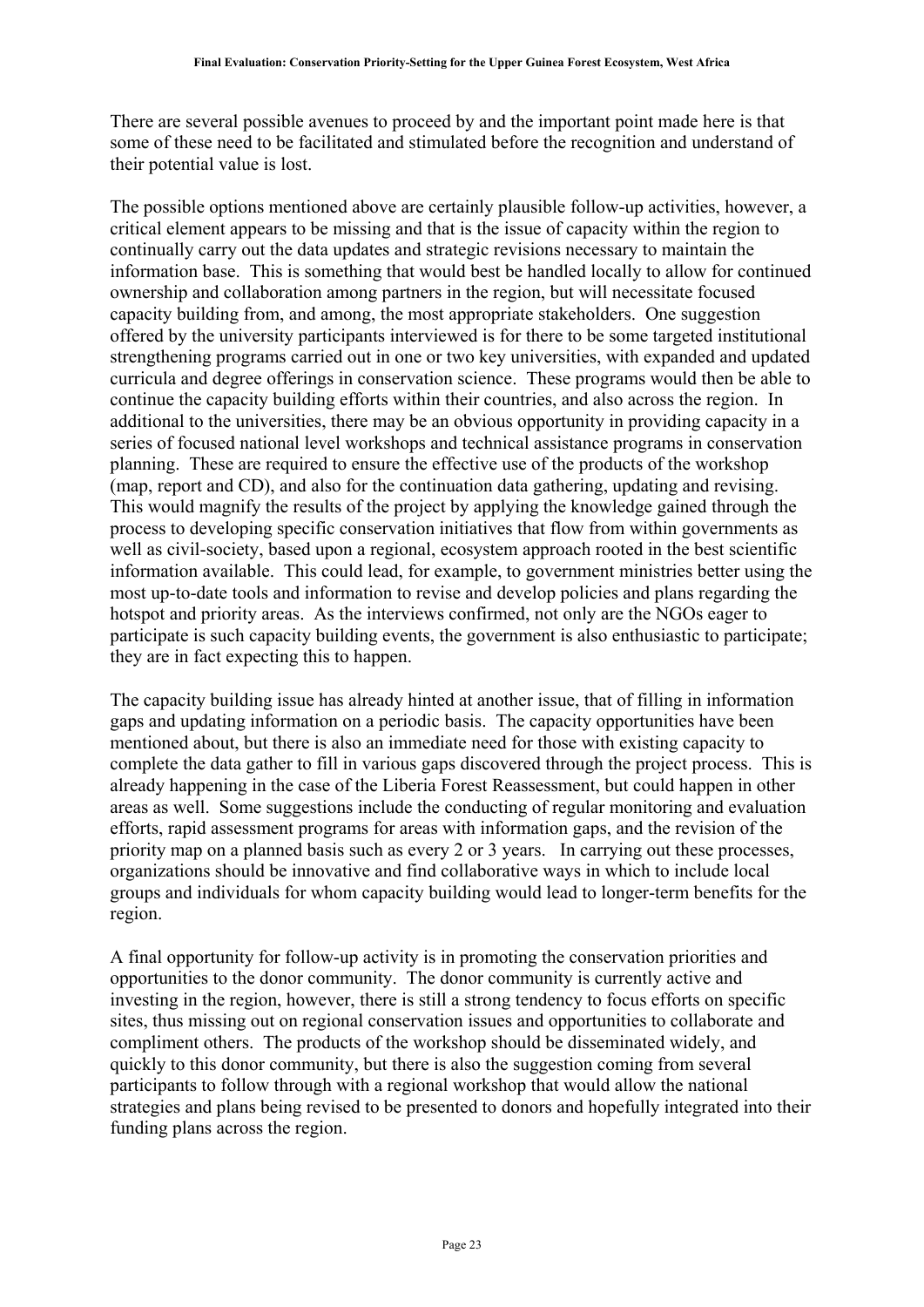There are several possible avenues to proceed by and the important point made here is that some of these need to be facilitated and stimulated before the recognition and understand of their potential value is lost.

The possible options mentioned above are certainly plausible follow-up activities, however, a critical element appears to be missing and that is the issue of capacity within the region to continually carry out the data updates and strategic revisions necessary to maintain the information base. This is something that would best be handled locally to allow for continued ownership and collaboration among partners in the region, but will necessitate focused capacity building from, and among, the most appropriate stakeholders. One suggestion offered by the university participants interviewed is for there to be some targeted institutional strengthening programs carried out in one or two key universities, with expanded and updated curricula and degree offerings in conservation science. These programs would then be able to continue the capacity building efforts within their countries, and also across the region. In additional to the universities, there may be an obvious opportunity in providing capacity in a series of focused national level workshops and technical assistance programs in conservation planning. These are required to ensure the effective use of the products of the workshop (map, report and CD), and also for the continuation data gathering, updating and revising. This would magnify the results of the project by applying the knowledge gained through the process to developing specific conservation initiatives that flow from within governments as well as civil-society, based upon a regional, ecosystem approach rooted in the best scientific information available. This could lead, for example, to government ministries better using the most up-to-date tools and information to revise and develop policies and plans regarding the hotspot and priority areas. As the interviews confirmed, not only are the NGOs eager to participate is such capacity building events, the government is also enthusiastic to participate; they are in fact expecting this to happen.

The capacity building issue has already hinted at another issue, that of filling in information gaps and updating information on a periodic basis. The capacity opportunities have been mentioned about, but there is also an immediate need for those with existing capacity to complete the data gather to fill in various gaps discovered through the project process. This is already happening in the case of the Liberia Forest Reassessment, but could happen in other areas as well. Some suggestions include the conducting of regular monitoring and evaluation efforts, rapid assessment programs for areas with information gaps, and the revision of the priority map on a planned basis such as every 2 or 3 years. In carrying out these processes, organizations should be innovative and find collaborative ways in which to include local groups and individuals for whom capacity building would lead to longer-term benefits for the region.

A final opportunity for follow-up activity is in promoting the conservation priorities and opportunities to the donor community. The donor community is currently active and investing in the region, however, there is still a strong tendency to focus efforts on specific sites, thus missing out on regional conservation issues and opportunities to collaborate and compliment others. The products of the workshop should be disseminated widely, and quickly to this donor community, but there is also the suggestion coming from several participants to follow through with a regional workshop that would allow the national strategies and plans being revised to be presented to donors and hopefully integrated into their funding plans across the region.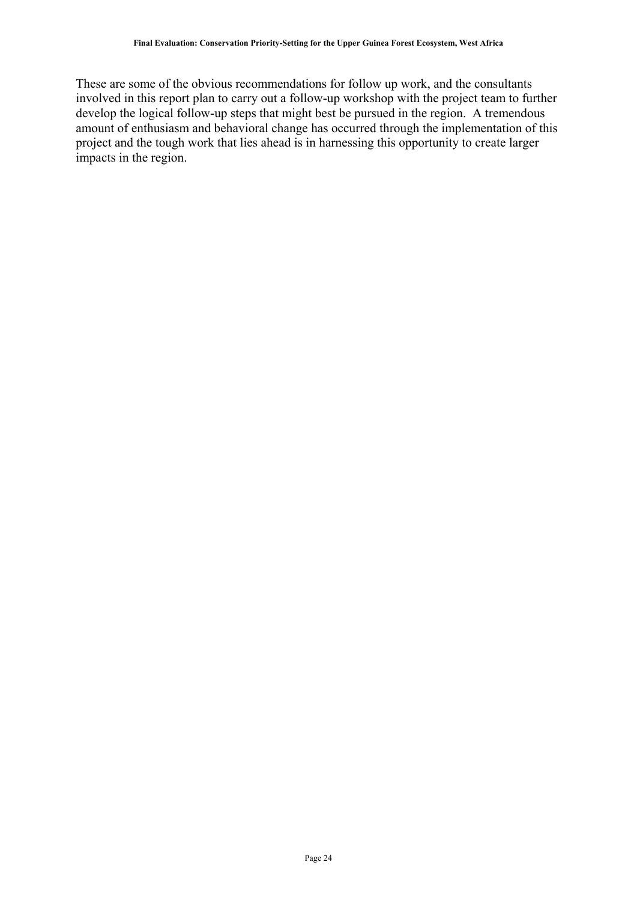These are some of the obvious recommendations for follow up work, and the consultants involved in this report plan to carry out a follow-up workshop with the project team to further develop the logical follow-up steps that might best be pursued in the region. A tremendous amount of enthusiasm and behavioral change has occurred through the implementation of this project and the tough work that lies ahead is in harnessing this opportunity to create larger impacts in the region.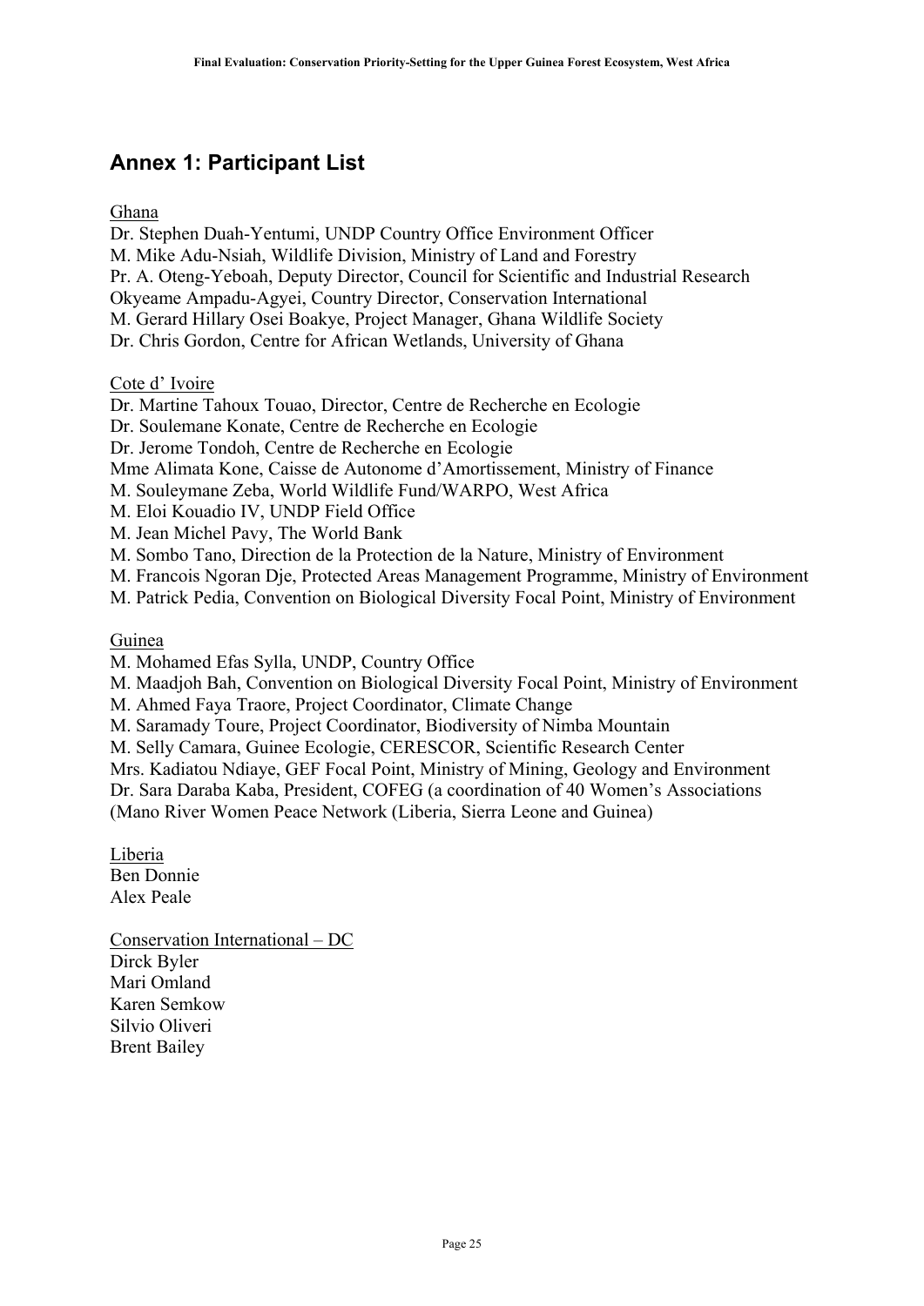## Annex 1: Participant List

<u>Ghana</u>

Dr. Stephen Duah-Yentumi, UNDP Country Office Environment Officer
M. Mike Adu-Nsiah, Wildlife Division, Ministry of Land and Forestry
Pr. A. Oteng-Yeboah, Deputy Director, Council for Scientific and Industrial Research
Okyeame Ampadu-Agyei, Country Director, Conservation International
M. Gerard Hillary Osei Boakye, Project Manager, Ghana Wildlife Society
Dr. Chris Gordon, Centre for African Wetlands, University of Ghana

<u>Cote d' Ivoire</u>

Dr. Martine Tahoux Touao, Director, Centre de Recherche en Ecologie
Dr. Soulemane Konate, Centre de Recherche en Ecologie
Dr. Jerome Tondoh, Centre de Recherche en Ecologie
Mme Alimata Kone, Caisse de Autonome d'Amortissement, Ministry of Finance
M. Souleymane Zeba, World Wildlife Fund/WARPO, West Africa
M. Eloi Kouadio IV, UNDP Field Office
M. Jean Michel Pavy, The World Bank
M. Sombo Tano, Direction de la Protection de la Nature, Ministry of Environment
M. Francois Ngoran Dje, Protected Areas Management Programme, Ministry of Environment
M. Patrick Pedia, Convention on Biological Diversity Focal Point, Ministry of Environment

<u>Guinea</u>

M. Mohamed Efas Sylla, UNDP, Country Office
M. Maadjoh Bah, Convention on Biological Diversity Focal Point, Ministry of Environment
M. Ahmed Faya Traore, Project Coordinator, Climate Change
M. Saramady Toure, Project Coordinator, Biodiversity of Nimba Mountain
M. Selly Camara, Guinee Ecologie, CERESCOR, Scientific Research Center
Mrs. Kadiatou Ndiaye, GEF Focal Point, Ministry of Mining, Geology and Environment
Dr. Sara Daraba Kaba, President, COFEG (a coordination of 40 Women's Associations (Mano River Women Peace Network (Liberia, Sierra Leone and Guinea)

<u>Liberia</u>

Ben Donnie
Alex Peale

<u>Conservation International – DC</u>

Dirck Byler
Mari Omland
Karen Semkow
Silvio Oliveri
Brent Bailey